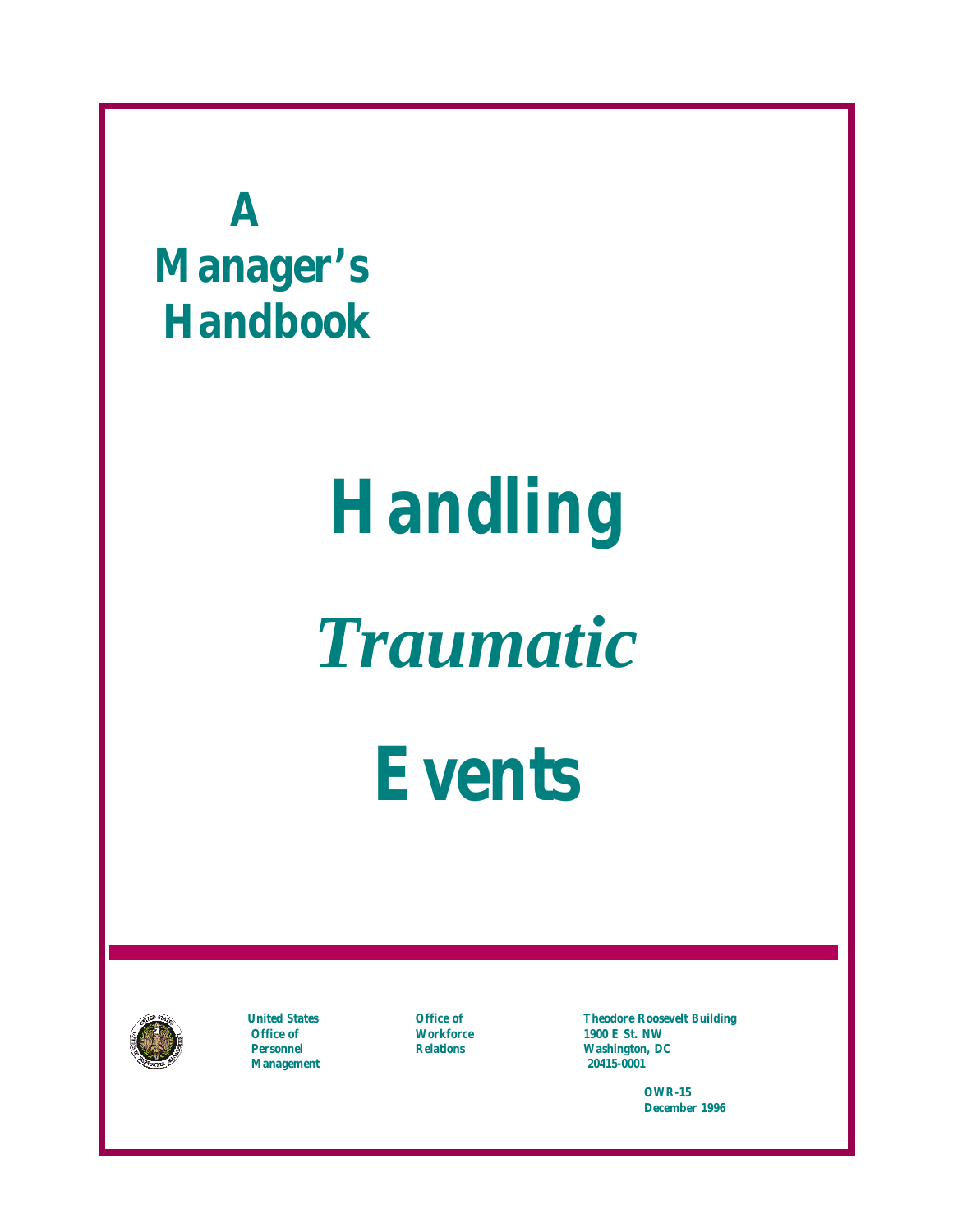# A Manager's Handbook

# Handling *Traumatic* Events

United States Office of Personnel Management

Office of Workforce Relations

Theodore Roosevelt Building
1900 E St. NW
Washington, DC
20415-0001

OWR-15
December 1996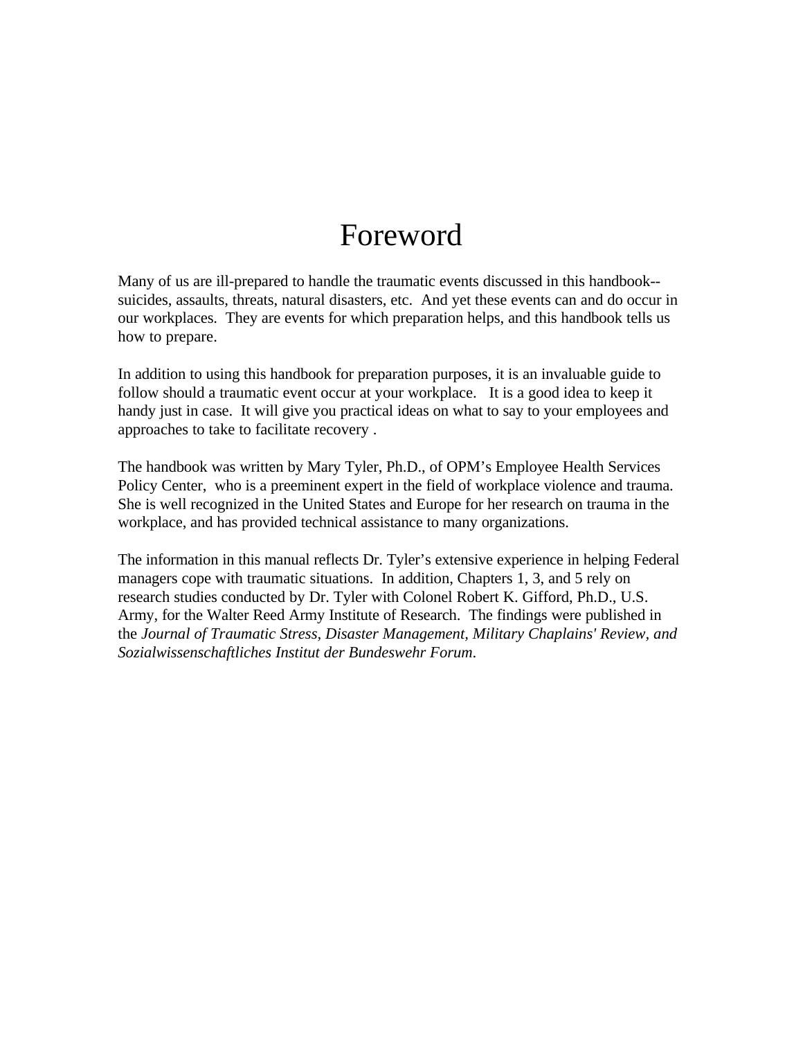# Foreword

Many of us are ill-prepared to handle the traumatic events discussed in this handbook--suicides, assaults, threats, natural disasters, etc. And yet these events can and do occur in our workplaces. They are events for which preparation helps, and this handbook tells us how to prepare.

In addition to using this handbook for preparation purposes, it is an invaluable guide to follow should a traumatic event occur at your workplace. It is a good idea to keep it handy just in case. It will give you practical ideas on what to say to your employees and approaches to take to facilitate recovery .

The handbook was written by Mary Tyler, Ph.D., of OPM's Employee Health Services Policy Center, who is a preeminent expert in the field of workplace violence and trauma. She is well recognized in the United States and Europe for her research on trauma in the workplace, and has provided technical assistance to many organizations.

The information in this manual reflects Dr. Tyler's extensive experience in helping Federal managers cope with traumatic situations. In addition, Chapters 1, 3, and 5 rely on research studies conducted by Dr. Tyler with Colonel Robert K. Gifford, Ph.D., U.S. Army, for the Walter Reed Army Institute of Research. The findings were published in the *Journal of Traumatic Stress, Disaster Management, Military Chaplains' Review, and Sozialwissenschaftliches Institut der Bundeswehr Forum*.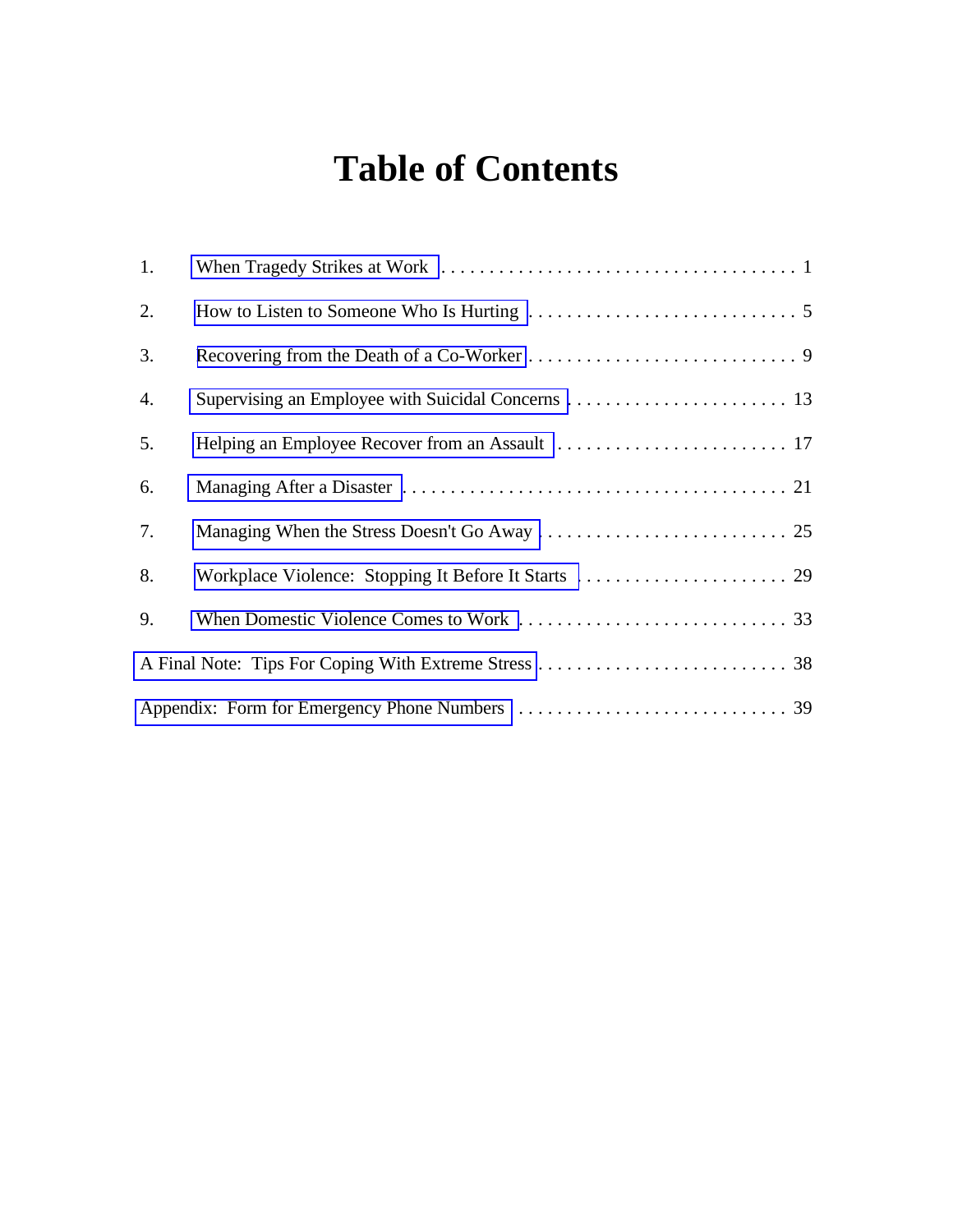# Table of Contents

1. When Tragedy Strikes at Work . . . . . . . . . . . . . . . . . . . . . . . . . . . . . . . . . . . . . 1
2. How to Listen to Someone Who Is Hurting . . . . . . . . . . . . . . . . . . . . . . . . . . . . 5
3. Recovering from the Death of a Co-Worker . . . . . . . . . . . . . . . . . . . . . . . . . . . . 9
4. Supervising an Employee with Suicidal Concerns . . . . . . . . . . . . . . . . . . . . . . . . 13
5. Helping an Employee Recover from an Assault . . . . . . . . . . . . . . . . . . . . . . . . . . 17
6. Managing After a Disaster . . . . . . . . . . . . . . . . . . . . . . . . . . . . . . . . . . . . . . . . 21
7. Managing When the Stress Doesn't Go Away . . . . . . . . . . . . . . . . . . . . . . . . . . 25
8. Workplace Violence: Stopping It Before It Starts . . . . . . . . . . . . . . . . . . . . . . . 29
9. When Domestic Violence Comes to Work . . . . . . . . . . . . . . . . . . . . . . . . . . . . 33

A Final Note: Tips For Coping With Extreme Stress . . . . . . . . . . . . . . . . . . . . . . . . . . 38

Appendix: Form for Emergency Phone Numbers . . . . . . . . . . . . . . . . . . . . . . . . . . . . 39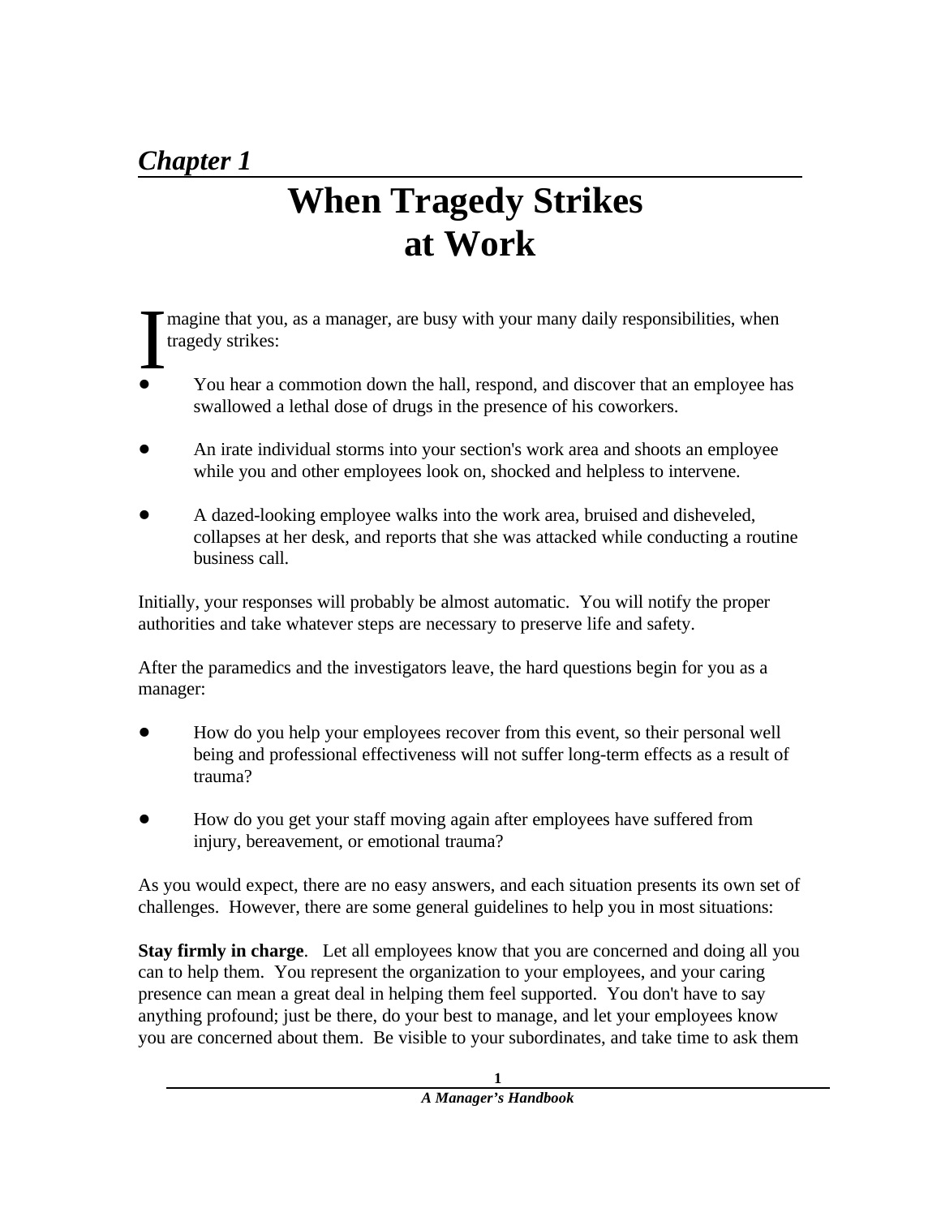*Chapter 1*

# When Tragedy Strikes at Work

Imagine that you, as a manager, are busy with your many daily responsibilities, when tragedy strikes:

- You hear a commotion down the hall, respond, and discover that an employee has swallowed a lethal dose of drugs in the presence of his coworkers.
- An irate individual storms into your section's work area and shoots an employee while you and other employees look on, shocked and helpless to intervene.
- A dazed-looking employee walks into the work area, bruised and disheveled, collapses at her desk, and reports that she was attacked while conducting a routine business call.

Initially, your responses will probably be almost automatic. You will notify the proper authorities and take whatever steps are necessary to preserve life and safety.

After the paramedics and the investigators leave, the hard questions begin for you as a manager:

- How do you help your employees recover from this event, so their personal well being and professional effectiveness will not suffer long-term effects as a result of trauma?
- How do you get your staff moving again after employees have suffered from injury, bereavement, or emotional trauma?

As you would expect, there are no easy answers, and each situation presents its own set of challenges. However, there are some general guidelines to help you in most situations:

**Stay firmly in charge**. Let all employees know that you are concerned and doing all you can to help them. You represent the organization to your employees, and your caring presence can mean a great deal in helping them feel supported. You don't have to say anything profound; just be there, do your best to manage, and let your employees know you are concerned about them. Be visible to your subordinates, and take time to ask them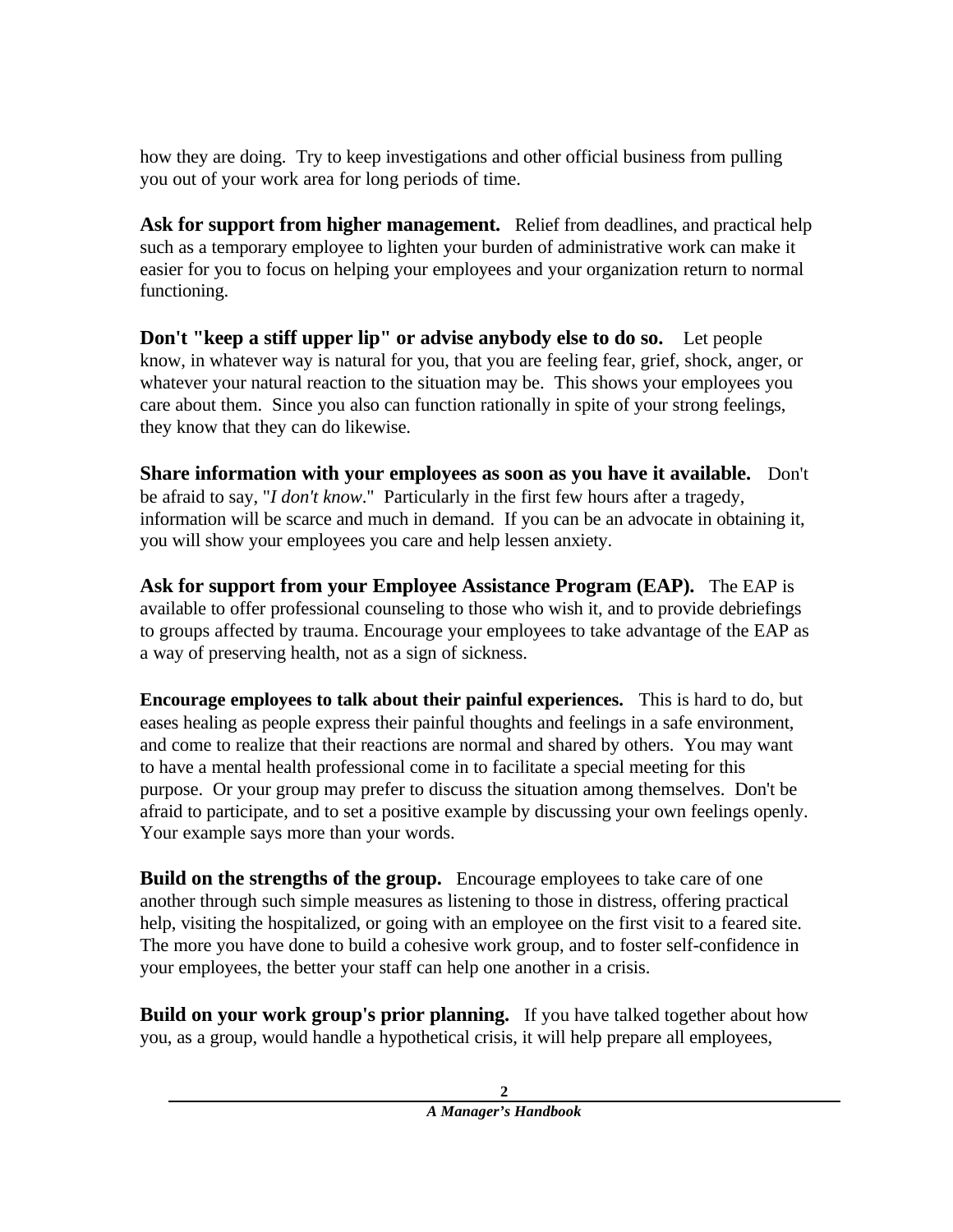how they are doing. Try to keep investigations and other official business from pulling you out of your work area for long periods of time.

**Ask for support from higher management.** Relief from deadlines, and practical help such as a temporary employee to lighten your burden of administrative work can make it easier for you to focus on helping your employees and your organization return to normal functioning.

**Don't "keep a stiff upper lip" or advise anybody else to do so.** Let people know, in whatever way is natural for you, that you are feeling fear, grief, shock, anger, or whatever your natural reaction to the situation may be. This shows your employees you care about them. Since you also can function rationally in spite of your strong feelings, they know that they can do likewise.

**Share information with your employees as soon as you have it available.** Don't be afraid to say, "*I don't know*." Particularly in the first few hours after a tragedy, information will be scarce and much in demand. If you can be an advocate in obtaining it, you will show your employees you care and help lessen anxiety.

**Ask for support from your Employee Assistance Program (EAP).** The EAP is available to offer professional counseling to those who wish it, and to provide debriefings to groups affected by trauma. Encourage your employees to take advantage of the EAP as a way of preserving health, not as a sign of sickness.

**Encourage employees to talk about their painful experiences.** This is hard to do, but eases healing as people express their painful thoughts and feelings in a safe environment, and come to realize that their reactions are normal and shared by others. You may want to have a mental health professional come in to facilitate a special meeting for this purpose. Or your group may prefer to discuss the situation among themselves. Don't be afraid to participate, and to set a positive example by discussing your own feelings openly. Your example says more than your words.

**Build on the strengths of the group.** Encourage employees to take care of one another through such simple measures as listening to those in distress, offering practical help, visiting the hospitalized, or going with an employee on the first visit to a feared site. The more you have done to build a cohesive work group, and to foster self-confidence in your employees, the better your staff can help one another in a crisis.

**Build on your work group's prior planning.** If you have talked together about how you, as a group, would handle a hypothetical crisis, it will help prepare all employees,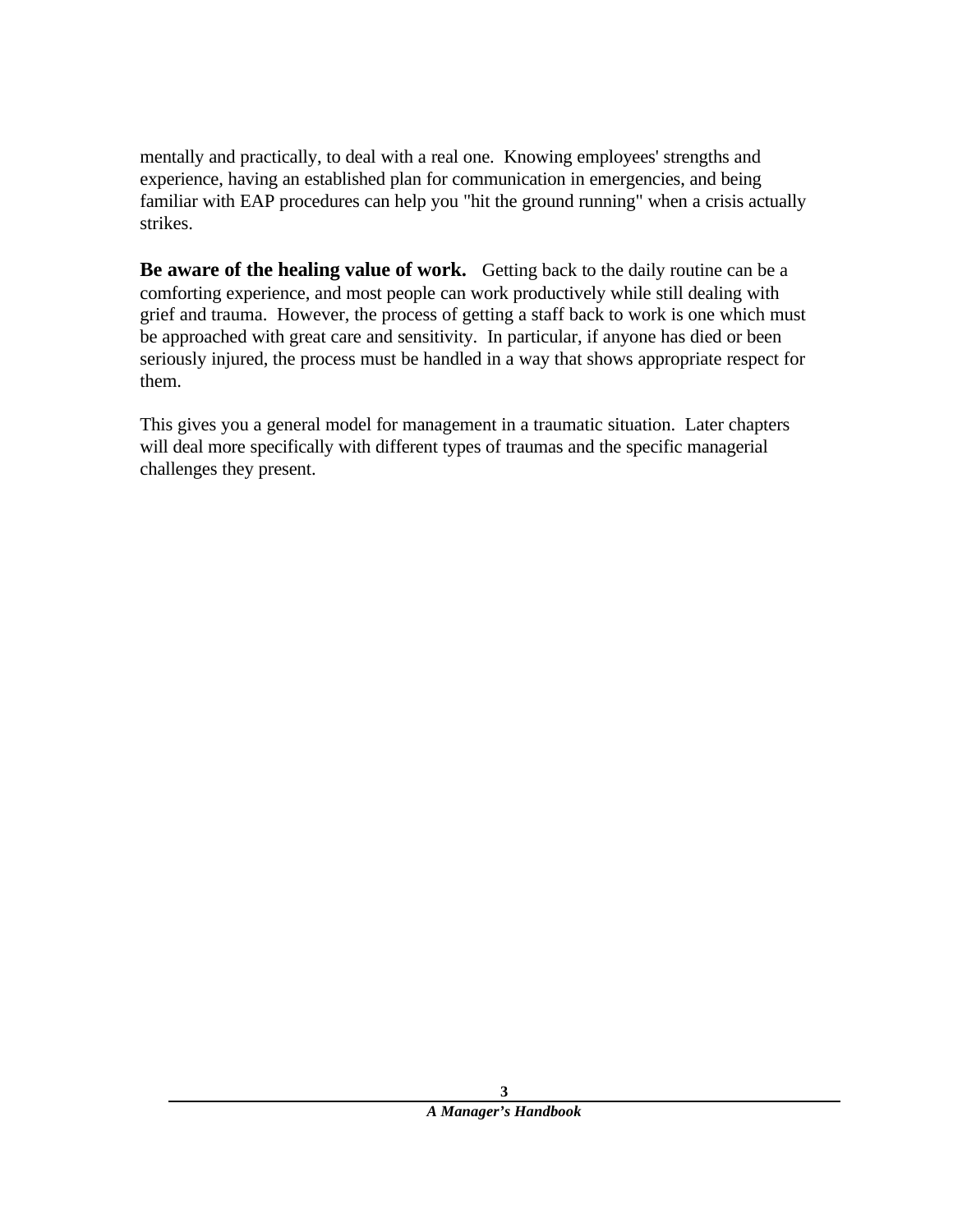mentally and practically, to deal with a real one. Knowing employees' strengths and experience, having an established plan for communication in emergencies, and being familiar with EAP procedures can help you "hit the ground running" when a crisis actually strikes.

**Be aware of the healing value of work.** Getting back to the daily routine can be a comforting experience, and most people can work productively while still dealing with grief and trauma. However, the process of getting a staff back to work is one which must be approached with great care and sensitivity. In particular, if anyone has died or been seriously injured, the process must be handled in a way that shows appropriate respect for them.

This gives you a general model for management in a traumatic situation. Later chapters will deal more specifically with different types of traumas and the specific managerial challenges they present.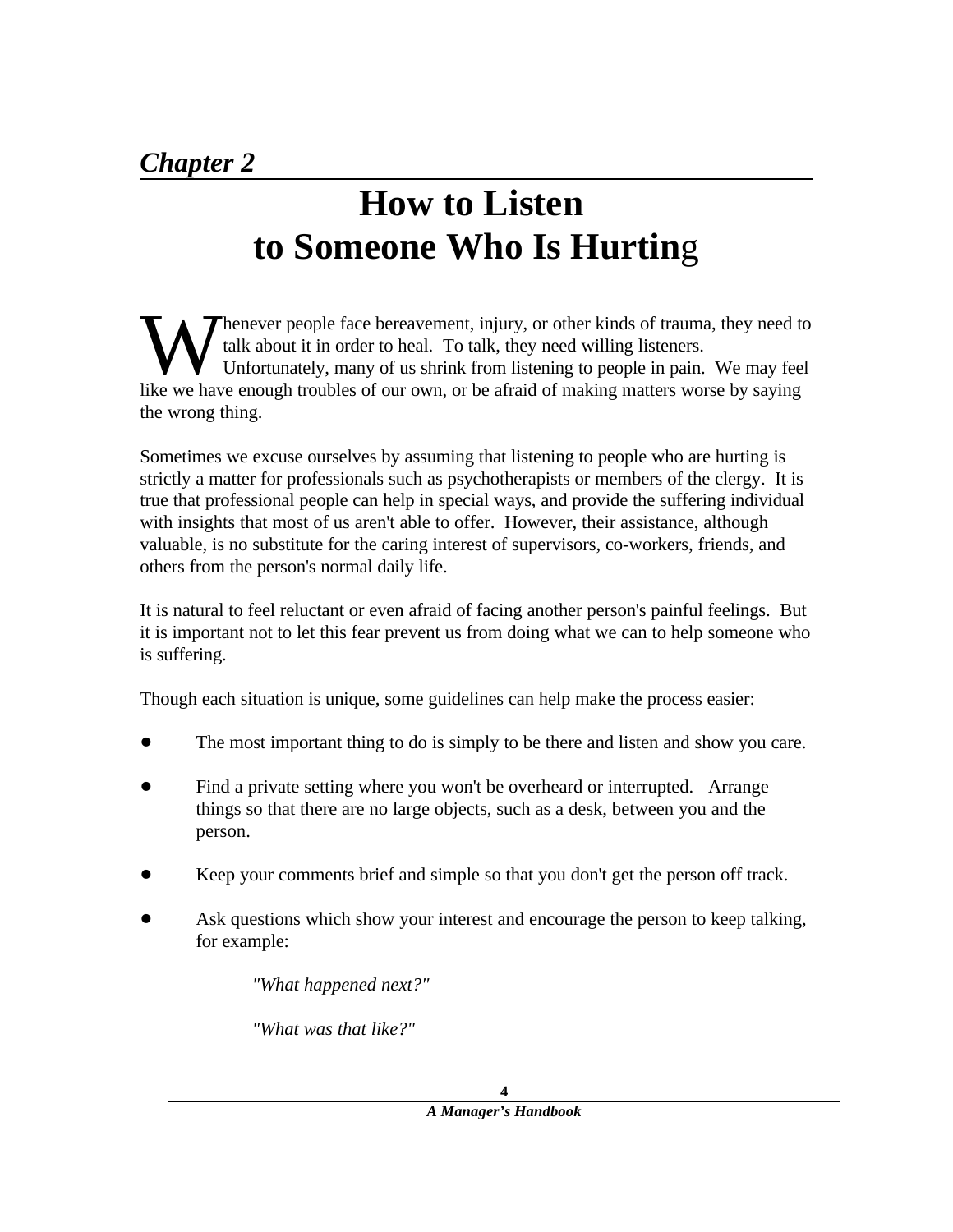*Chapter 2*

# How to Listen to Someone Who Is Hurting

Whenever people face bereavement, injury, or other kinds of trauma, they need to talk about it in order to heal. To talk, they need willing listeners. Unfortunately, many of us shrink from listening to people in pain. We may feel like we have enough troubles of our own, or be afraid of making matters worse by saying the wrong thing.

Sometimes we excuse ourselves by assuming that listening to people who are hurting is strictly a matter for professionals such as psychotherapists or members of the clergy. It is true that professional people can help in special ways, and provide the suffering individual with insights that most of us aren't able to offer. However, their assistance, although valuable, is no substitute for the caring interest of supervisors, co-workers, friends, and others from the person's normal daily life.

It is natural to feel reluctant or even afraid of facing another person's painful feelings. But it is important not to let this fear prevent us from doing what we can to help someone who is suffering.

Though each situation is unique, some guidelines can help make the process easier:

- The most important thing to do is simply to be there and listen and show you care.
- Find a private setting where you won't be overheard or interrupted. Arrange things so that there are no large objects, such as a desk, between you and the person.
- Keep your comments brief and simple so that you don't get the person off track.
- Ask questions which show your interest and encourage the person to keep talking, for example:

  *"What happened next?"*

  *"What was that like?"*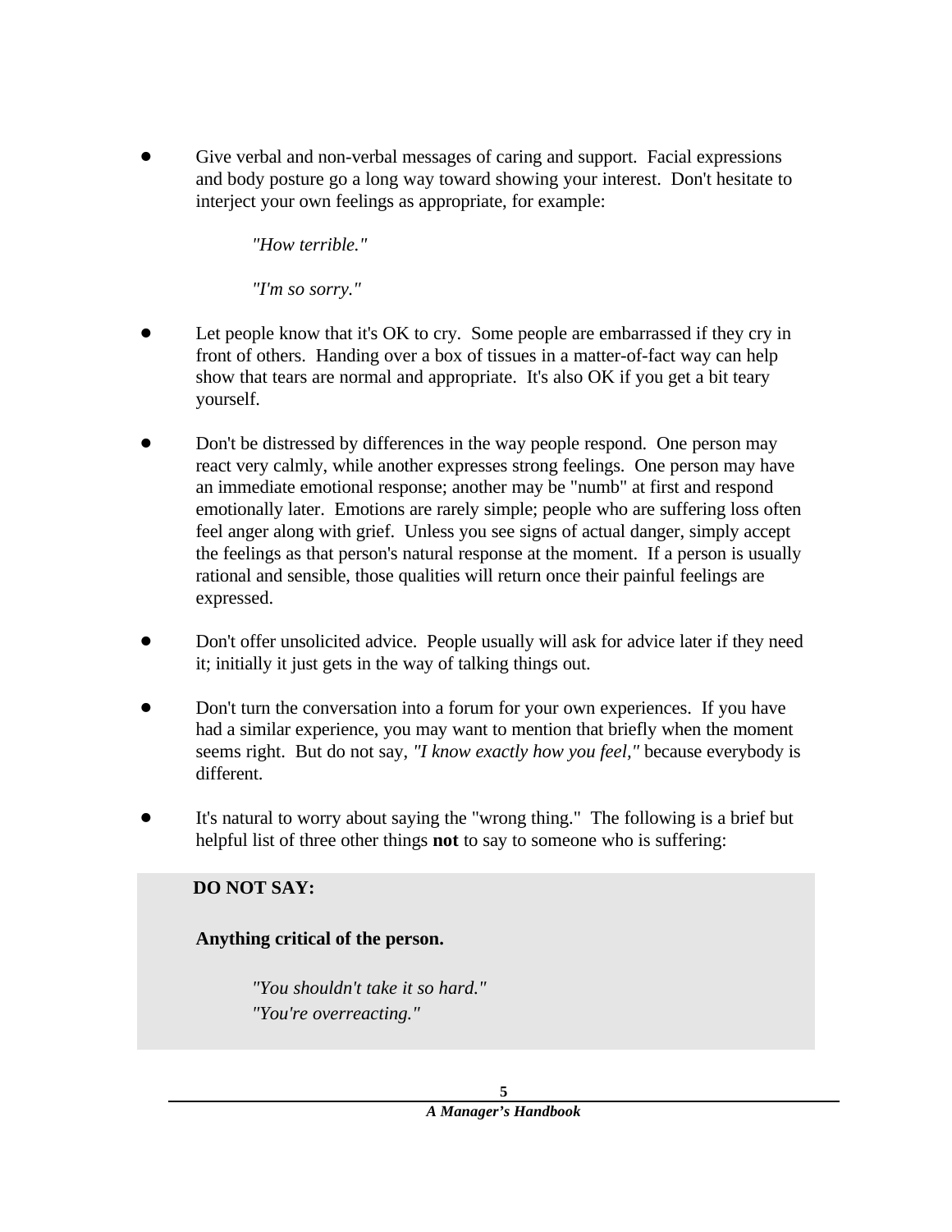- Give verbal and non-verbal messages of caring and support. Facial expressions and body posture go a long way toward showing your interest. Don't hesitate to interject your own feelings as appropriate, for example:

  *"How terrible."*

  *"I'm so sorry."*

- Let people know that it's OK to cry. Some people are embarrassed if they cry in front of others. Handing over a box of tissues in a matter-of-fact way can help show that tears are normal and appropriate. It's also OK if you get a bit teary yourself.

- Don't be distressed by differences in the way people respond. One person may react very calmly, while another expresses strong feelings. One person may have an immediate emotional response; another may be "numb" at first and respond emotionally later. Emotions are rarely simple; people who are suffering loss often feel anger along with grief. Unless you see signs of actual danger, simply accept the feelings as that person's natural response at the moment. If a person is usually rational and sensible, those qualities will return once their painful feelings are expressed.

- Don't offer unsolicited advice. People usually will ask for advice later if they need it; initially it just gets in the way of talking things out.

- Don't turn the conversation into a forum for your own experiences. If you have had a similar experience, you may want to mention that briefly when the moment seems right. But do not say, *"I know exactly how you feel,"* because everybody is different.

- It's natural to worry about saying the "wrong thing." The following is a brief but helpful list of three other things **not** to say to someone who is suffering:

**DO NOT SAY:**

**Anything critical of the person.**

*"You shouldn't take it so hard."*
*"You're overreacting."*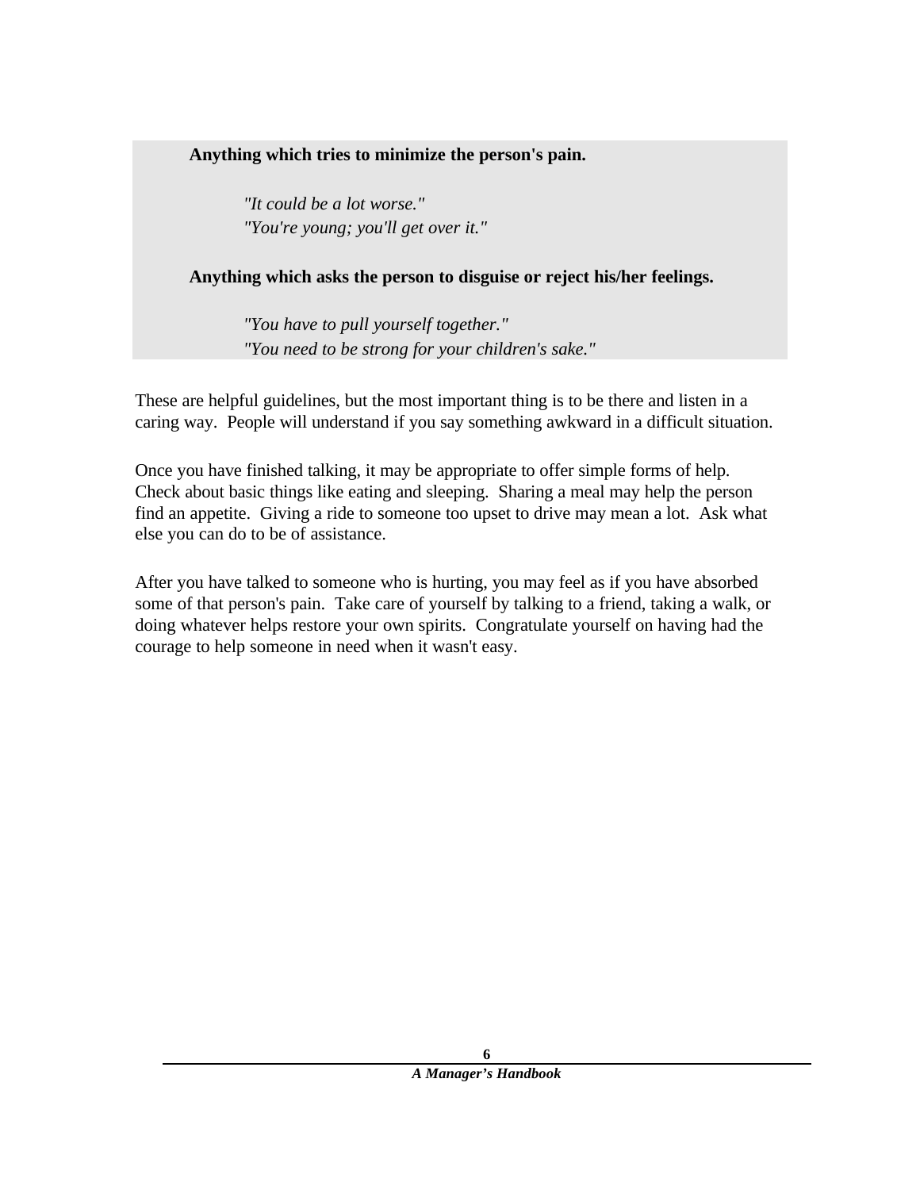**Anything which tries to minimize the person's pain.**

> *"It could be a lot worse."*
> *"You're young; you'll get over it."*

**Anything which asks the person to disguise or reject his/her feelings.**

> *"You have to pull yourself together."*
> *"You need to be strong for your children's sake."*

These are helpful guidelines, but the most important thing is to be there and listen in a caring way. People will understand if you say something awkward in a difficult situation.

Once you have finished talking, it may be appropriate to offer simple forms of help. Check about basic things like eating and sleeping. Sharing a meal may help the person find an appetite. Giving a ride to someone too upset to drive may mean a lot. Ask what else you can do to be of assistance.

After you have talked to someone who is hurting, you may feel as if you have absorbed some of that person's pain. Take care of yourself by talking to a friend, taking a walk, or doing whatever helps restore your own spirits. Congratulate yourself on having had the courage to help someone in need when it wasn't easy.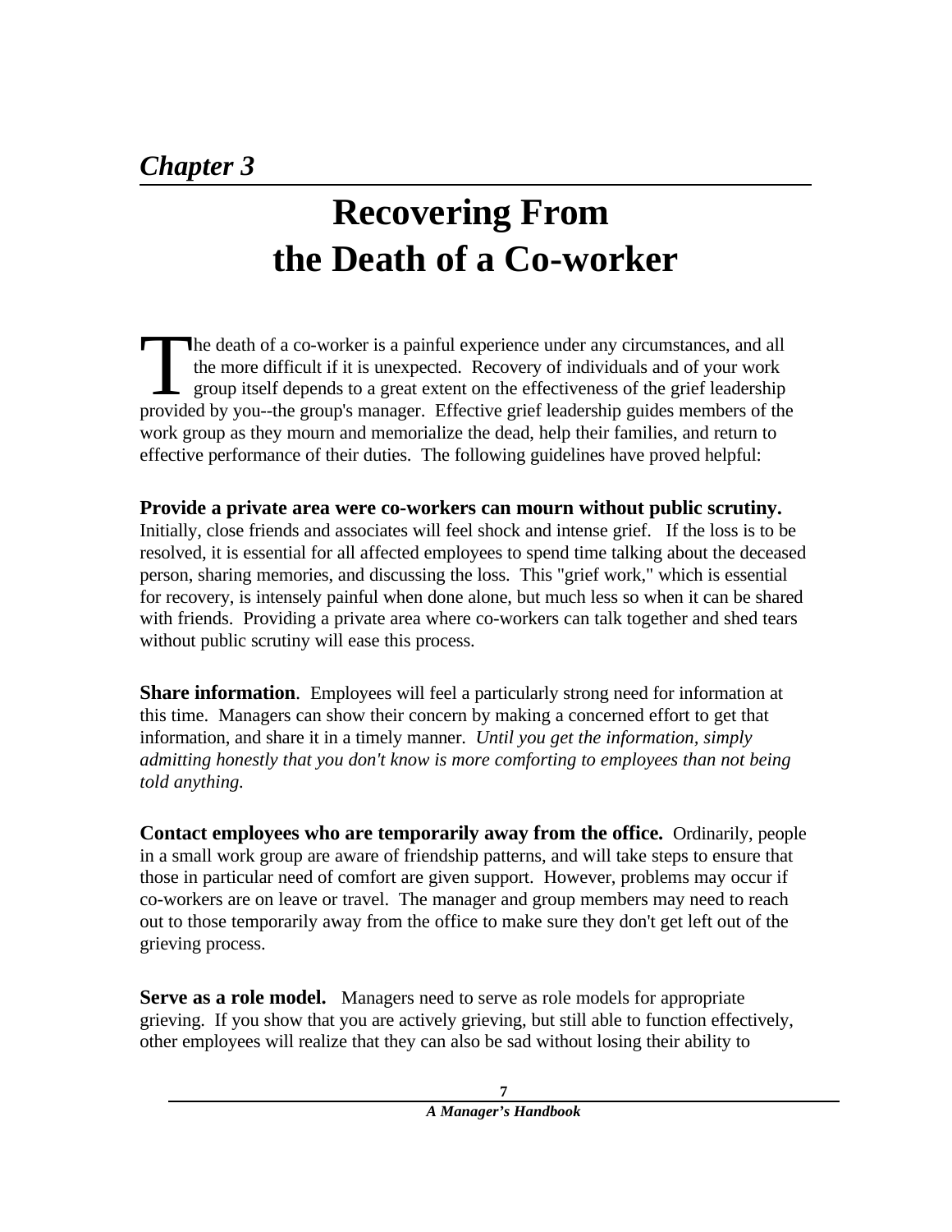## *Chapter 3*

# Recovering From the Death of a Co-worker

The death of a co-worker is a painful experience under any circumstances, and all the more difficult if it is unexpected. Recovery of individuals and of your work group itself depends to a great extent on the effectiveness of the grief leadership provided by you--the group's manager. Effective grief leadership guides members of the work group as they mourn and memorialize the dead, help their families, and return to effective performance of their duties. The following guidelines have proved helpful:

**Provide a private area were co-workers can mourn without public scrutiny.** Initially, close friends and associates will feel shock and intense grief. If the loss is to be resolved, it is essential for all affected employees to spend time talking about the deceased person, sharing memories, and discussing the loss. This "grief work," which is essential for recovery, is intensely painful when done alone, but much less so when it can be shared with friends. Providing a private area where co-workers can talk together and shed tears without public scrutiny will ease this process.

**Share information**. Employees will feel a particularly strong need for information at this time. Managers can show their concern by making a concerned effort to get that information, and share it in a timely manner. *Until you get the information, simply admitting honestly that you don't know is more comforting to employees than not being told anything.*

**Contact employees who are temporarily away from the office.** Ordinarily, people in a small work group are aware of friendship patterns, and will take steps to ensure that those in particular need of comfort are given support. However, problems may occur if co-workers are on leave or travel. The manager and group members may need to reach out to those temporarily away from the office to make sure they don't get left out of the grieving process.

**Serve as a role model.** Managers need to serve as role models for appropriate grieving. If you show that you are actively grieving, but still able to function effectively, other employees will realize that they can also be sad without losing their ability to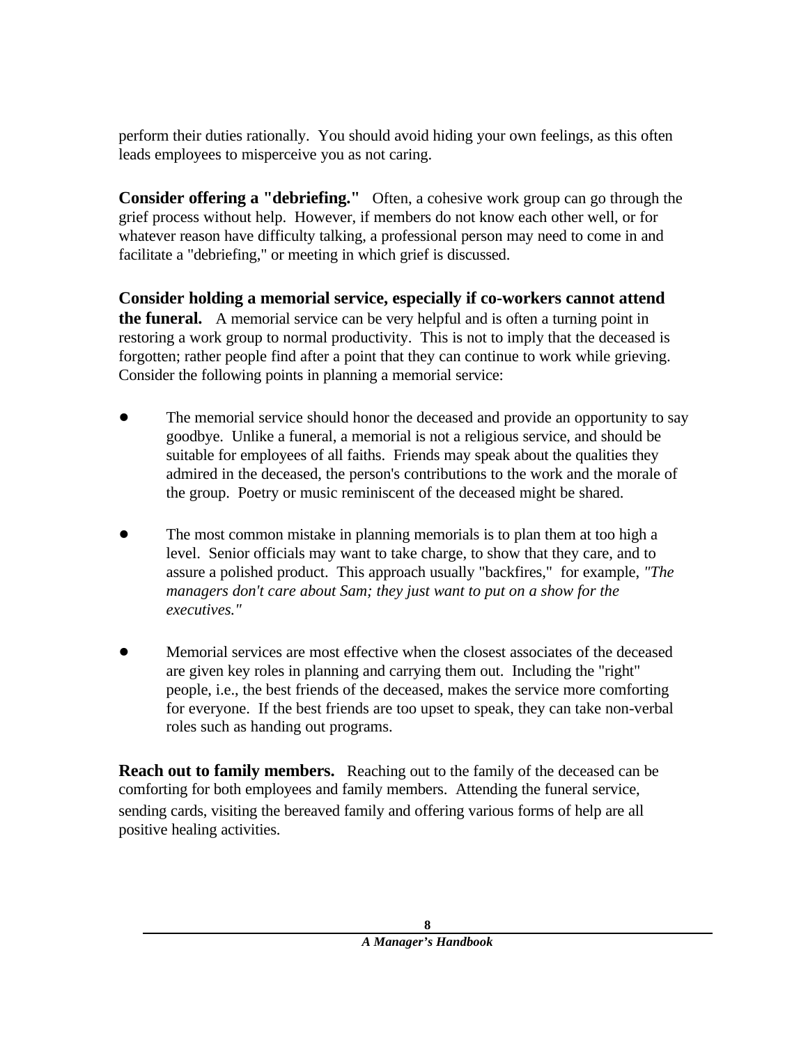perform their duties rationally. You should avoid hiding your own feelings, as this often leads employees to misperceive you as not caring.

**Consider offering a "debriefing."** Often, a cohesive work group can go through the grief process without help. However, if members do not know each other well, or for whatever reason have difficulty talking, a professional person may need to come in and facilitate a "debriefing," or meeting in which grief is discussed.

**Consider holding a memorial service, especially if co-workers cannot attend the funeral.** A memorial service can be very helpful and is often a turning point in restoring a work group to normal productivity. This is not to imply that the deceased is forgotten; rather people find after a point that they can continue to work while grieving. Consider the following points in planning a memorial service:

- The memorial service should honor the deceased and provide an opportunity to say goodbye. Unlike a funeral, a memorial is not a religious service, and should be suitable for employees of all faiths. Friends may speak about the qualities they admired in the deceased, the person's contributions to the work and the morale of the group. Poetry or music reminiscent of the deceased might be shared.

- The most common mistake in planning memorials is to plan them at too high a level. Senior officials may want to take charge, to show that they care, and to assure a polished product. This approach usually "backfires," for example, *"The managers don't care about Sam; they just want to put on a show for the executives."*

- Memorial services are most effective when the closest associates of the deceased are given key roles in planning and carrying them out. Including the "right" people, i.e., the best friends of the deceased, makes the service more comforting for everyone. If the best friends are too upset to speak, they can take non-verbal roles such as handing out programs.

**Reach out to family members.** Reaching out to the family of the deceased can be comforting for both employees and family members. Attending the funeral service, sending cards, visiting the bereaved family and offering various forms of help are all positive healing activities.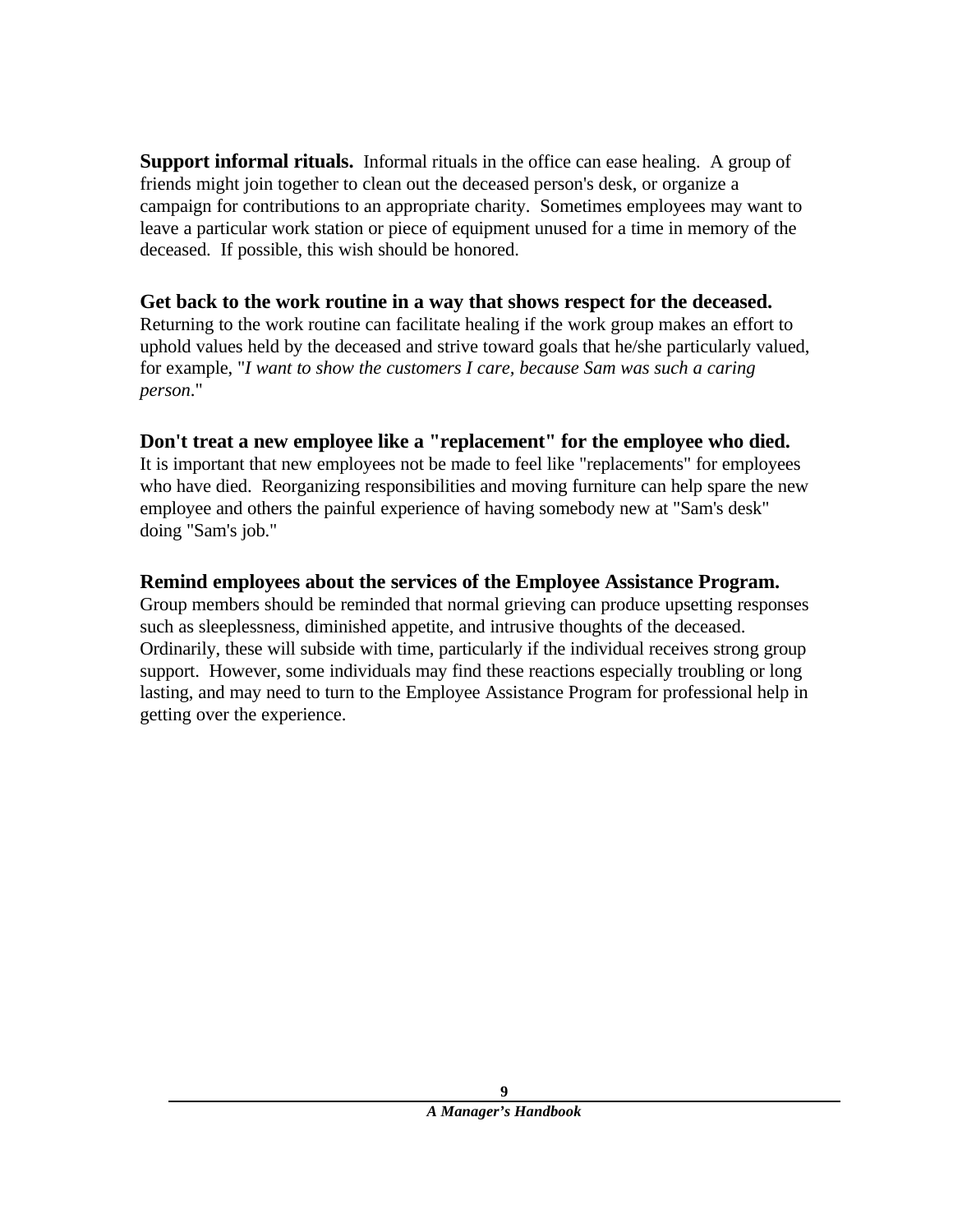**Support informal rituals.** Informal rituals in the office can ease healing. A group of friends might join together to clean out the deceased person's desk, or organize a campaign for contributions to an appropriate charity. Sometimes employees may want to leave a particular work station or piece of equipment unused for a time in memory of the deceased. If possible, this wish should be honored.

**Get back to the work routine in a way that shows respect for the deceased.**
Returning to the work routine can facilitate healing if the work group makes an effort to uphold values held by the deceased and strive toward goals that he/she particularly valued, for example, "*I want to show the customers I care, because Sam was such a caring person*."

**Don't treat a new employee like a "replacement" for the employee who died.**
It is important that new employees not be made to feel like "replacements" for employees who have died. Reorganizing responsibilities and moving furniture can help spare the new employee and others the painful experience of having somebody new at "Sam's desk" doing "Sam's job."

**Remind employees about the services of the Employee Assistance Program.**
Group members should be reminded that normal grieving can produce upsetting responses such as sleeplessness, diminished appetite, and intrusive thoughts of the deceased. Ordinarily, these will subside with time, particularly if the individual receives strong group support. However, some individuals may find these reactions especially troubling or long lasting, and may need to turn to the Employee Assistance Program for professional help in getting over the experience.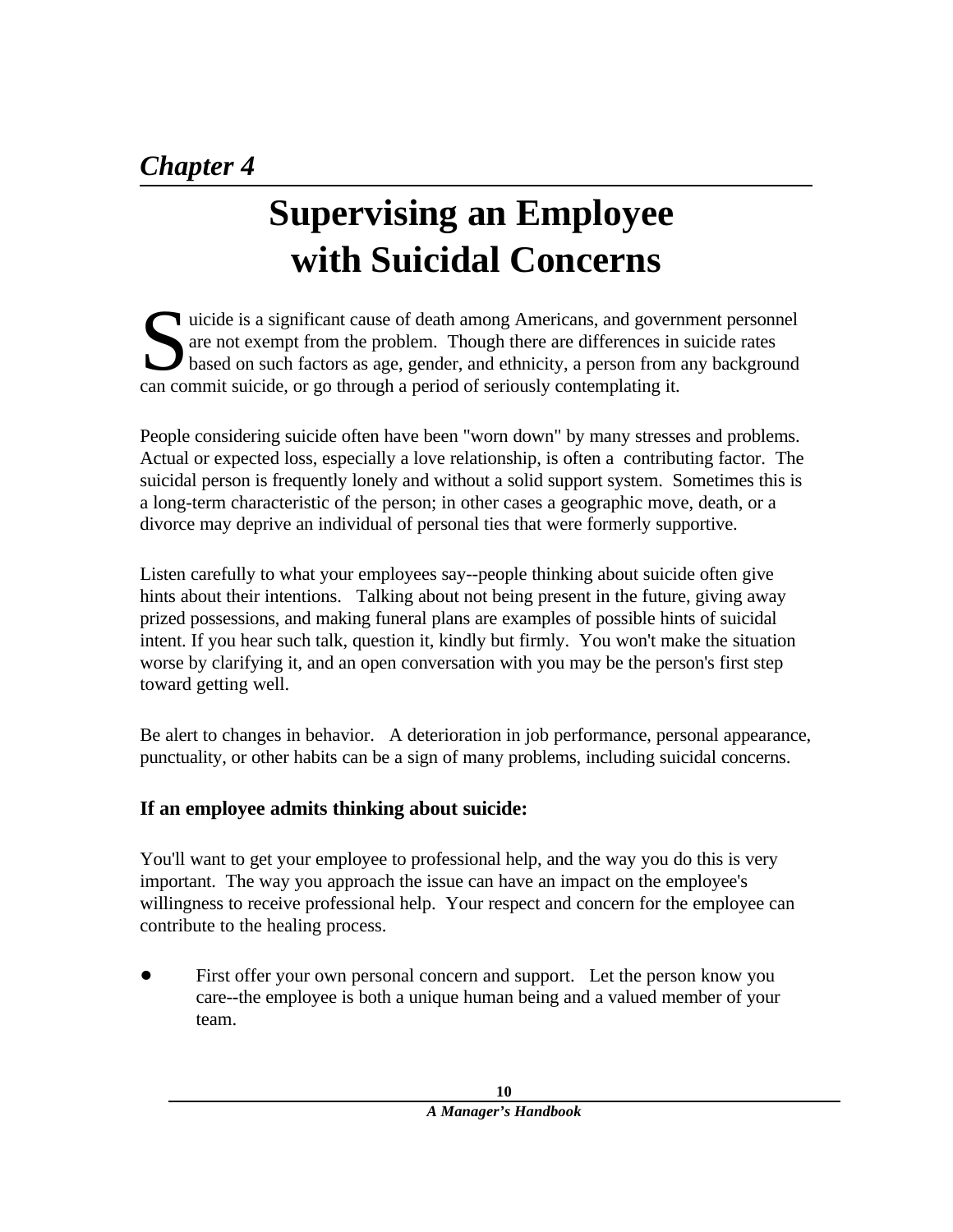*Chapter 4*

# Supervising an Employee with Suicidal Concerns

Suicide is a significant cause of death among Americans, and government personnel are not exempt from the problem. Though there are differences in suicide rates based on such factors as age, gender, and ethnicity, a person from any background can commit suicide, or go through a period of seriously contemplating it.

People considering suicide often have been "worn down" by many stresses and problems. Actual or expected loss, especially a love relationship, is often a contributing factor. The suicidal person is frequently lonely and without a solid support system. Sometimes this is a long-term characteristic of the person; in other cases a geographic move, death, or a divorce may deprive an individual of personal ties that were formerly supportive.

Listen carefully to what your employees say--people thinking about suicide often give hints about their intentions. Talking about not being present in the future, giving away prized possessions, and making funeral plans are examples of possible hints of suicidal intent. If you hear such talk, question it, kindly but firmly. You won't make the situation worse by clarifying it, and an open conversation with you may be the person's first step toward getting well.

Be alert to changes in behavior. A deterioration in job performance, personal appearance, punctuality, or other habits can be a sign of many problems, including suicidal concerns.

### If an employee admits thinking about suicide:

You'll want to get your employee to professional help, and the way you do this is very important. The way you approach the issue can have an impact on the employee's willingness to receive professional help. Your respect and concern for the employee can contribute to the healing process.

- First offer your own personal concern and support. Let the person know you care--the employee is both a unique human being and a valued member of your team.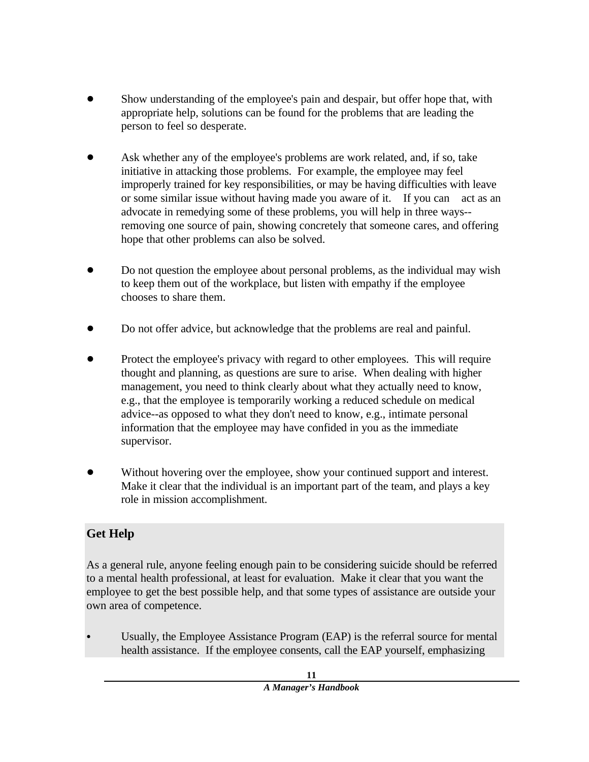- Show understanding of the employee's pain and despair, but offer hope that, with appropriate help, solutions can be found for the problems that are leading the person to feel so desperate.

- Ask whether any of the employee's problems are work related, and, if so, take initiative in attacking those problems. For example, the employee may feel improperly trained for key responsibilities, or may be having difficulties with leave or some similar issue without having made you aware of it. If you can act as an advocate in remedying some of these problems, you will help in three ways--removing one source of pain, showing concretely that someone cares, and offering hope that other problems can also be solved.

- Do not question the employee about personal problems, as the individual may wish to keep them out of the workplace, but listen with empathy if the employee chooses to share them.

- Do not offer advice, but acknowledge that the problems are real and painful.

- Protect the employee's privacy with regard to other employees. This will require thought and planning, as questions are sure to arise. When dealing with higher management, you need to think clearly about what they actually need to know, e.g., that the employee is temporarily working a reduced schedule on medical advice--as opposed to what they don't need to know, e.g., intimate personal information that the employee may have confided in you as the immediate supervisor.

- Without hovering over the employee, show your continued support and interest. Make it clear that the individual is an important part of the team, and plays a key role in mission accomplishment.

## Get Help

As a general rule, anyone feeling enough pain to be considering suicide should be referred to a mental health professional, at least for evaluation. Make it clear that you want the employee to get the best possible help, and that some types of assistance are outside your own area of competence.

- Usually, the Employee Assistance Program (EAP) is the referral source for mental health assistance. If the employee consents, call the EAP yourself, emphasizing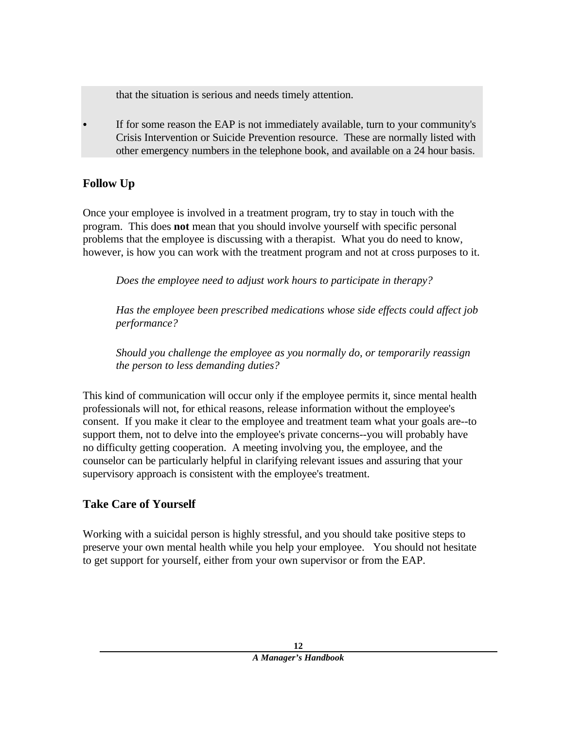that the situation is serious and needs timely attention.

- If for some reason the EAP is not immediately available, turn to your community's Crisis Intervention or Suicide Prevention resource. These are normally listed with other emergency numbers in the telephone book, and available on a 24 hour basis.

## Follow Up

Once your employee is involved in a treatment program, try to stay in touch with the program. This does **not** mean that you should involve yourself with specific personal problems that the employee is discussing with a therapist. What you do need to know, however, is how you can work with the treatment program and not at cross purposes to it.

> *Does the employee need to adjust work hours to participate in therapy?*
>
> *Has the employee been prescribed medications whose side effects could affect job performance?*
>
> *Should you challenge the employee as you normally do, or temporarily reassign the person to less demanding duties?*

This kind of communication will occur only if the employee permits it, since mental health professionals will not, for ethical reasons, release information without the employee's consent. If you make it clear to the employee and treatment team what your goals are--to support them, not to delve into the employee's private concerns--you will probably have no difficulty getting cooperation. A meeting involving you, the employee, and the counselor can be particularly helpful in clarifying relevant issues and assuring that your supervisory approach is consistent with the employee's treatment.

## Take Care of Yourself

Working with a suicidal person is highly stressful, and you should take positive steps to preserve your own mental health while you help your employee. You should not hesitate to get support for yourself, either from your own supervisor or from the EAP.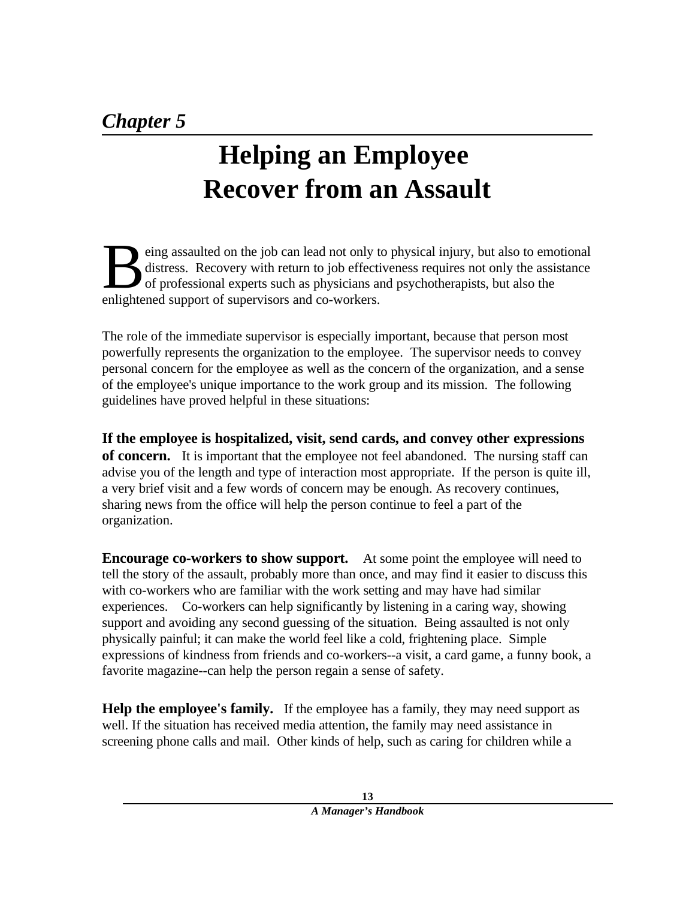*Chapter 5*

# Helping an Employee Recover from an Assault

Being assaulted on the job can lead not only to physical injury, but also to emotional distress. Recovery with return to job effectiveness requires not only the assistance of professional experts such as physicians and psychotherapists, but also the enlightened support of supervisors and co-workers.

The role of the immediate supervisor is especially important, because that person most powerfully represents the organization to the employee. The supervisor needs to convey personal concern for the employee as well as the concern of the organization, and a sense of the employee's unique importance to the work group and its mission. The following guidelines have proved helpful in these situations:

**If the employee is hospitalized, visit, send cards, and convey other expressions of concern.** It is important that the employee not feel abandoned. The nursing staff can advise you of the length and type of interaction most appropriate. If the person is quite ill, a very brief visit and a few words of concern may be enough. As recovery continues, sharing news from the office will help the person continue to feel a part of the organization.

**Encourage co-workers to show support.** At some point the employee will need to tell the story of the assault, probably more than once, and may find it easier to discuss this with co-workers who are familiar with the work setting and may have had similar experiences. Co-workers can help significantly by listening in a caring way, showing support and avoiding any second guessing of the situation. Being assaulted is not only physically painful; it can make the world feel like a cold, frightening place. Simple expressions of kindness from friends and co-workers--a visit, a card game, a funny book, a favorite magazine--can help the person regain a sense of safety.

**Help the employee's family.** If the employee has a family, they may need support as well. If the situation has received media attention, the family may need assistance in screening phone calls and mail. Other kinds of help, such as caring for children while a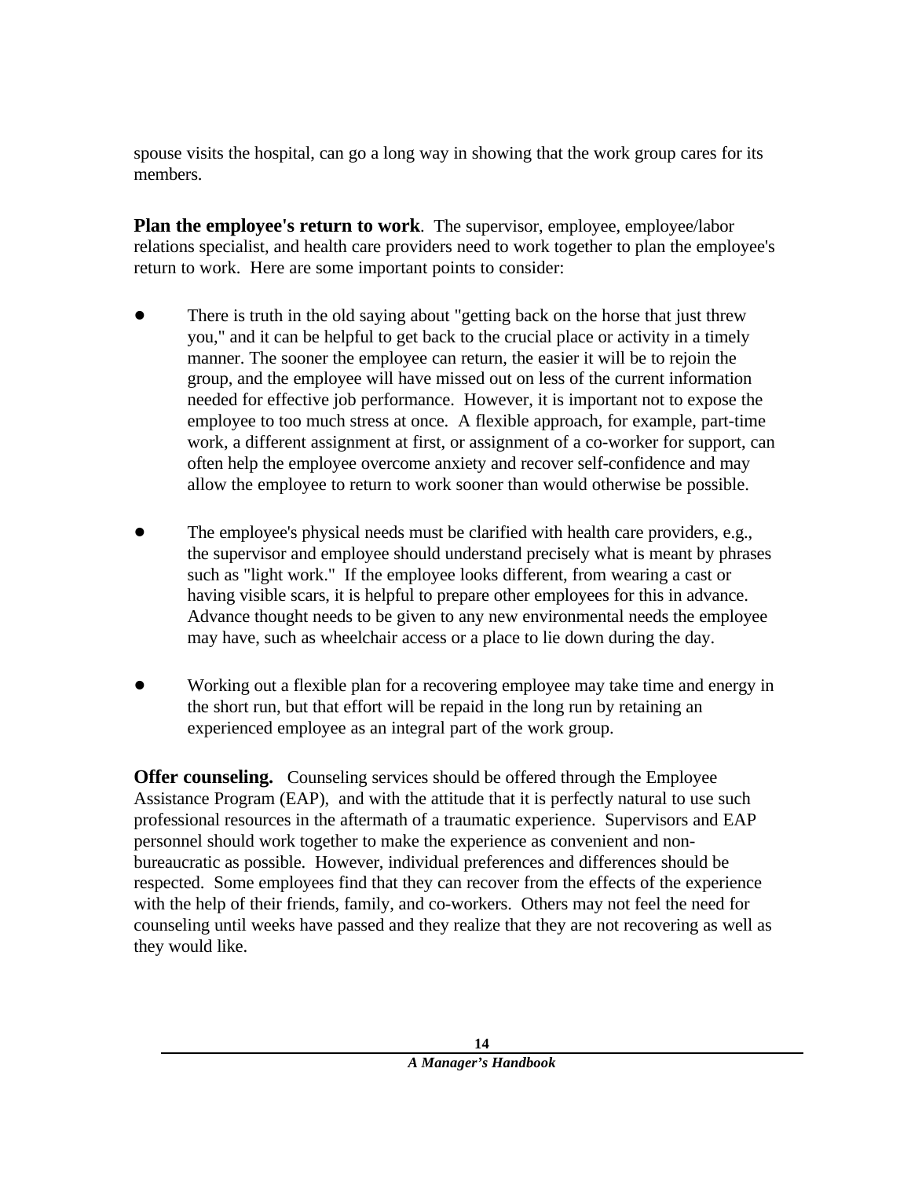spouse visits the hospital, can go a long way in showing that the work group cares for its members.

**Plan the employee's return to work**. The supervisor, employee, employee/labor relations specialist, and health care providers need to work together to plan the employee's return to work. Here are some important points to consider:

- There is truth in the old saying about "getting back on the horse that just threw you," and it can be helpful to get back to the crucial place or activity in a timely manner. The sooner the employee can return, the easier it will be to rejoin the group, and the employee will have missed out on less of the current information needed for effective job performance. However, it is important not to expose the employee to too much stress at once. A flexible approach, for example, part-time work, a different assignment at first, or assignment of a co-worker for support, can often help the employee overcome anxiety and recover self-confidence and may allow the employee to return to work sooner than would otherwise be possible.

- The employee's physical needs must be clarified with health care providers, e.g., the supervisor and employee should understand precisely what is meant by phrases such as "light work." If the employee looks different, from wearing a cast or having visible scars, it is helpful to prepare other employees for this in advance. Advance thought needs to be given to any new environmental needs the employee may have, such as wheelchair access or a place to lie down during the day.

- Working out a flexible plan for a recovering employee may take time and energy in the short run, but that effort will be repaid in the long run by retaining an experienced employee as an integral part of the work group.

**Offer counseling.** Counseling services should be offered through the Employee Assistance Program (EAP), and with the attitude that it is perfectly natural to use such professional resources in the aftermath of a traumatic experience. Supervisors and EAP personnel should work together to make the experience as convenient and non-bureaucratic as possible. However, individual preferences and differences should be respected. Some employees find that they can recover from the effects of the experience with the help of their friends, family, and co-workers. Others may not feel the need for counseling until weeks have passed and they realize that they are not recovering as well as they would like.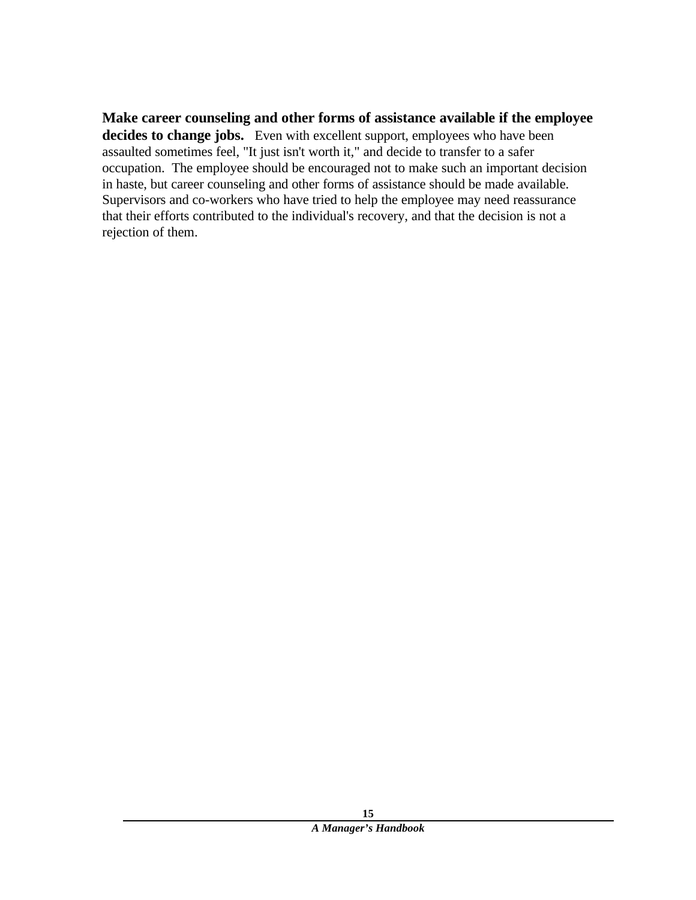**Make career counseling and other forms of assistance available if the employee decides to change jobs.** Even with excellent support, employees who have been assaulted sometimes feel, "It just isn't worth it," and decide to transfer to a safer occupation. The employee should be encouraged not to make such an important decision in haste, but career counseling and other forms of assistance should be made available. Supervisors and co-workers who have tried to help the employee may need reassurance that their efforts contributed to the individual's recovery, and that the decision is not a rejection of them.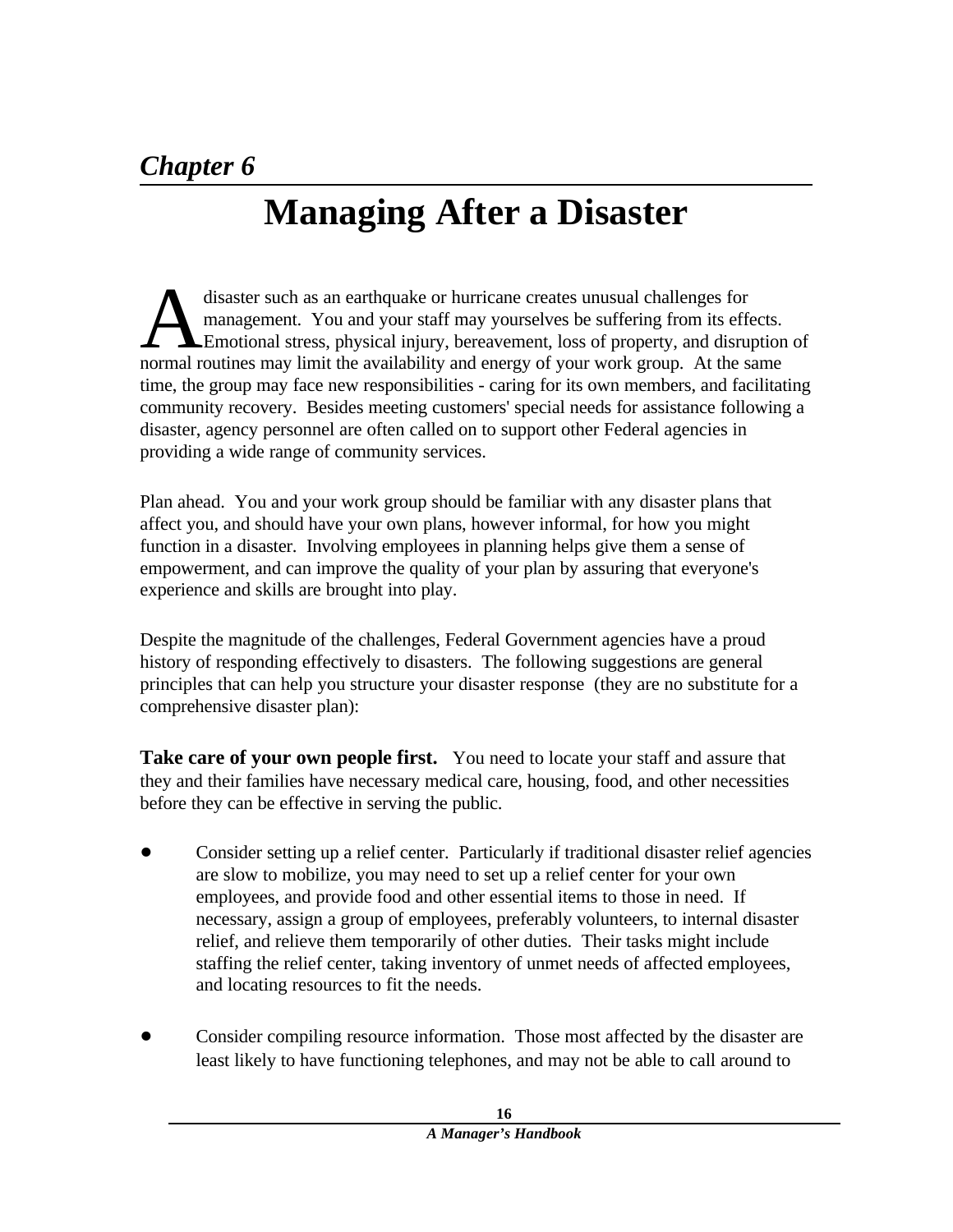*Chapter 6*

# Managing After a Disaster

A disaster such as an earthquake or hurricane creates unusual challenges for management. You and your staff may yourselves be suffering from its effects. Emotional stress, physical injury, bereavement, loss of property, and disruption of normal routines may limit the availability and energy of your work group. At the same time, the group may face new responsibilities - caring for its own members, and facilitating community recovery. Besides meeting customers' special needs for assistance following a disaster, agency personnel are often called on to support other Federal agencies in providing a wide range of community services.

Plan ahead. You and your work group should be familiar with any disaster plans that affect you, and should have your own plans, however informal, for how you might function in a disaster. Involving employees in planning helps give them a sense of empowerment, and can improve the quality of your plan by assuring that everyone's experience and skills are brought into play.

Despite the magnitude of the challenges, Federal Government agencies have a proud history of responding effectively to disasters. The following suggestions are general principles that can help you structure your disaster response (they are no substitute for a comprehensive disaster plan):

**Take care of your own people first.** You need to locate your staff and assure that they and their families have necessary medical care, housing, food, and other necessities before they can be effective in serving the public.

- Consider setting up a relief center. Particularly if traditional disaster relief agencies are slow to mobilize, you may need to set up a relief center for your own employees, and provide food and other essential items to those in need. If necessary, assign a group of employees, preferably volunteers, to internal disaster relief, and relieve them temporarily of other duties. Their tasks might include staffing the relief center, taking inventory of unmet needs of affected employees, and locating resources to fit the needs.

- Consider compiling resource information. Those most affected by the disaster are least likely to have functioning telephones, and may not be able to call around to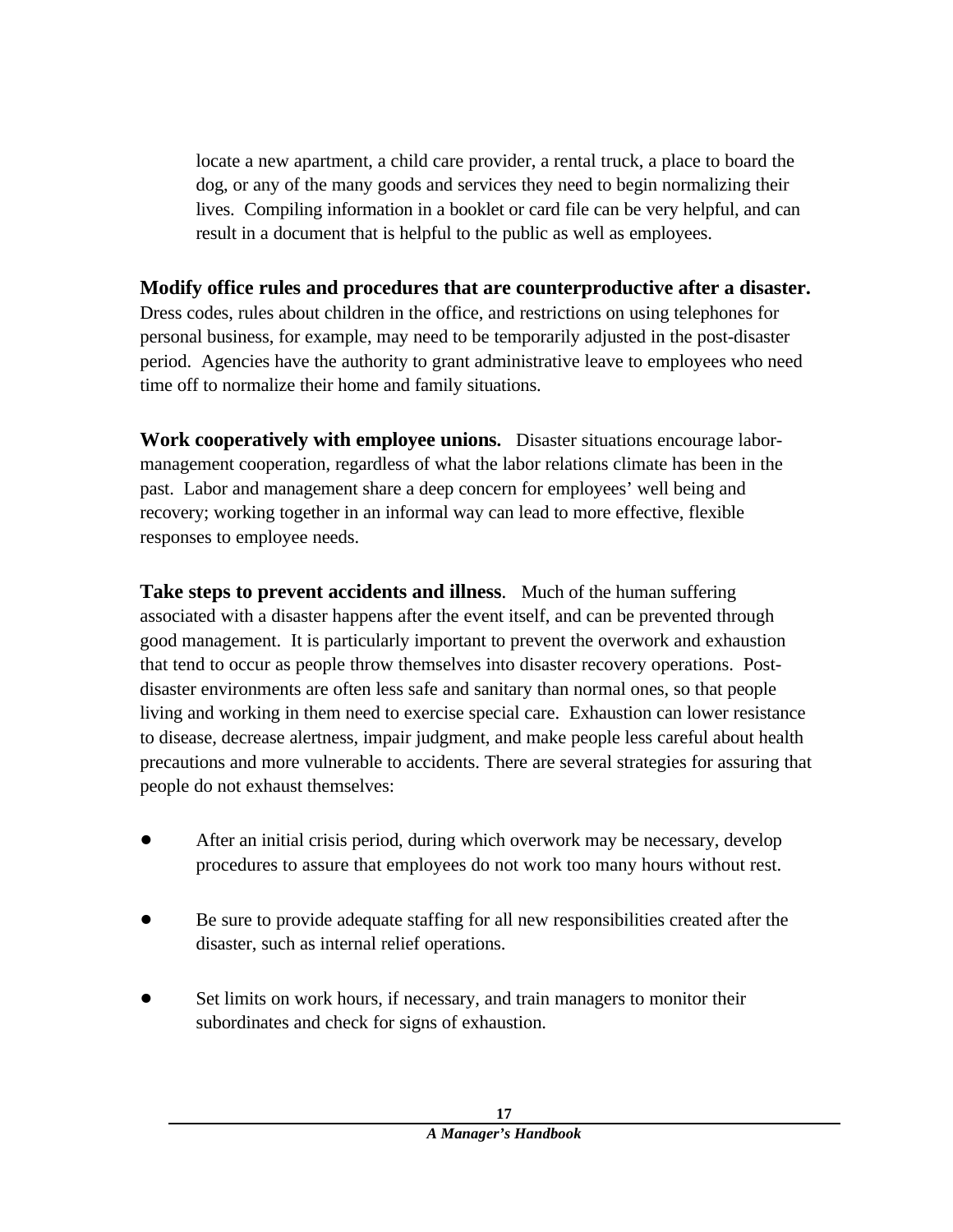locate a new apartment, a child care provider, a rental truck, a place to board the dog, or any of the many goods and services they need to begin normalizing their lives. Compiling information in a booklet or card file can be very helpful, and can result in a document that is helpful to the public as well as employees.

**Modify office rules and procedures that are counterproductive after a disaster.** Dress codes, rules about children in the office, and restrictions on using telephones for personal business, for example, may need to be temporarily adjusted in the post-disaster period. Agencies have the authority to grant administrative leave to employees who need time off to normalize their home and family situations.

**Work cooperatively with employee unions.** Disaster situations encourage labor-management cooperation, regardless of what the labor relations climate has been in the past. Labor and management share a deep concern for employees' well being and recovery; working together in an informal way can lead to more effective, flexible responses to employee needs.

**Take steps to prevent accidents and illness**. Much of the human suffering associated with a disaster happens after the event itself, and can be prevented through good management. It is particularly important to prevent the overwork and exhaustion that tend to occur as people throw themselves into disaster recovery operations. Post-disaster environments are often less safe and sanitary than normal ones, so that people living and working in them need to exercise special care. Exhaustion can lower resistance to disease, decrease alertness, impair judgment, and make people less careful about health precautions and more vulnerable to accidents. There are several strategies for assuring that people do not exhaust themselves:

- After an initial crisis period, during which overwork may be necessary, develop procedures to assure that employees do not work too many hours without rest.
- Be sure to provide adequate staffing for all new responsibilities created after the disaster, such as internal relief operations.
- Set limits on work hours, if necessary, and train managers to monitor their subordinates and check for signs of exhaustion.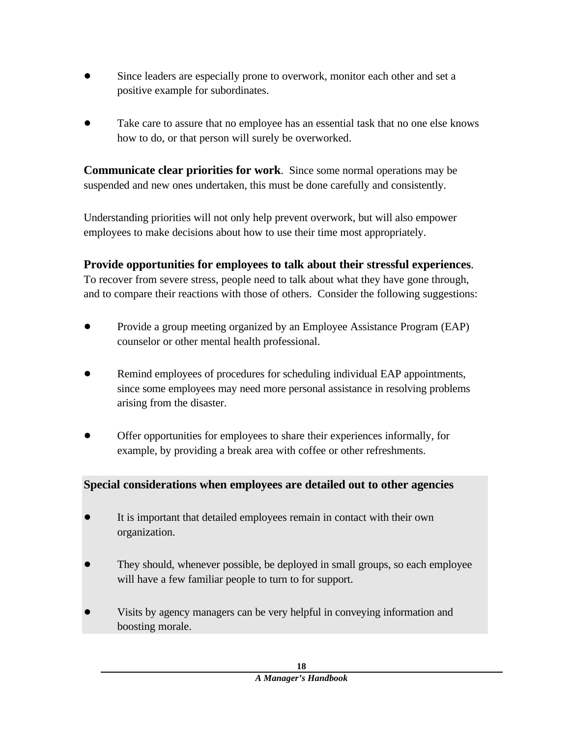- Since leaders are especially prone to overwork, monitor each other and set a positive example for subordinates.

- Take care to assure that no employee has an essential task that no one else knows how to do, or that person will surely be overworked.

**Communicate clear priorities for work**. Since some normal operations may be suspended and new ones undertaken, this must be done carefully and consistently.

Understanding priorities will not only help prevent overwork, but will also empower employees to make decisions about how to use their time most appropriately.

**Provide opportunities for employees to talk about their stressful experiences**. To recover from severe stress, people need to talk about what they have gone through, and to compare their reactions with those of others. Consider the following suggestions:

- Provide a group meeting organized by an Employee Assistance Program (EAP) counselor or other mental health professional.

- Remind employees of procedures for scheduling individual EAP appointments, since some employees may need more personal assistance in resolving problems arising from the disaster.

- Offer opportunities for employees to share their experiences informally, for example, by providing a break area with coffee or other refreshments.

**Special considerations when employees are detailed out to other agencies**

- It is important that detailed employees remain in contact with their own organization.

- They should, whenever possible, be deployed in small groups, so each employee will have a few familiar people to turn to for support.

- Visits by agency managers can be very helpful in conveying information and boosting morale.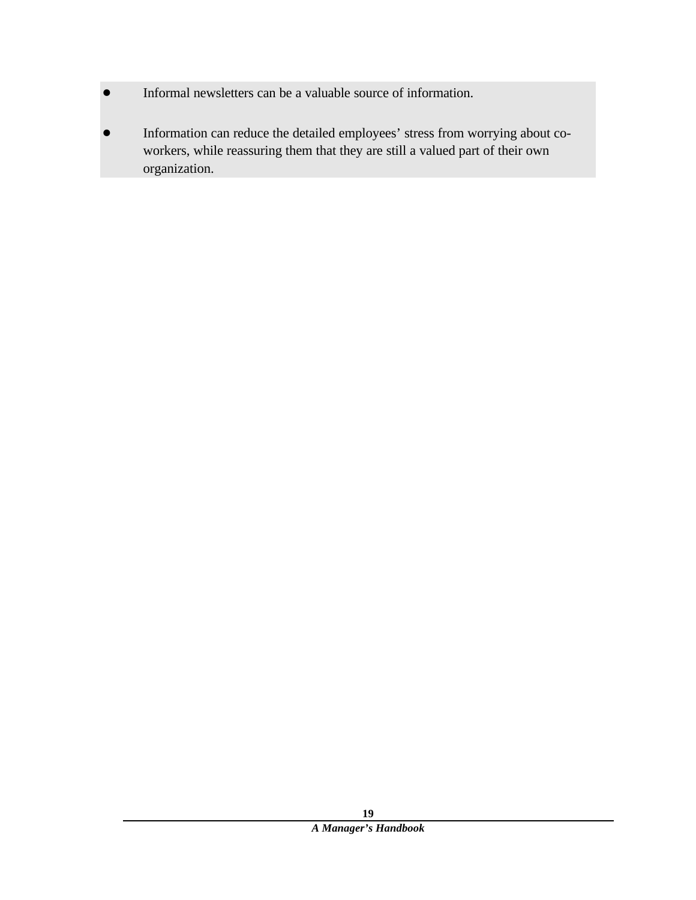- Informal newsletters can be a valuable source of information.

- Information can reduce the detailed employees’ stress from worrying about co-workers, while reassuring them that they are still a valued part of their own organization.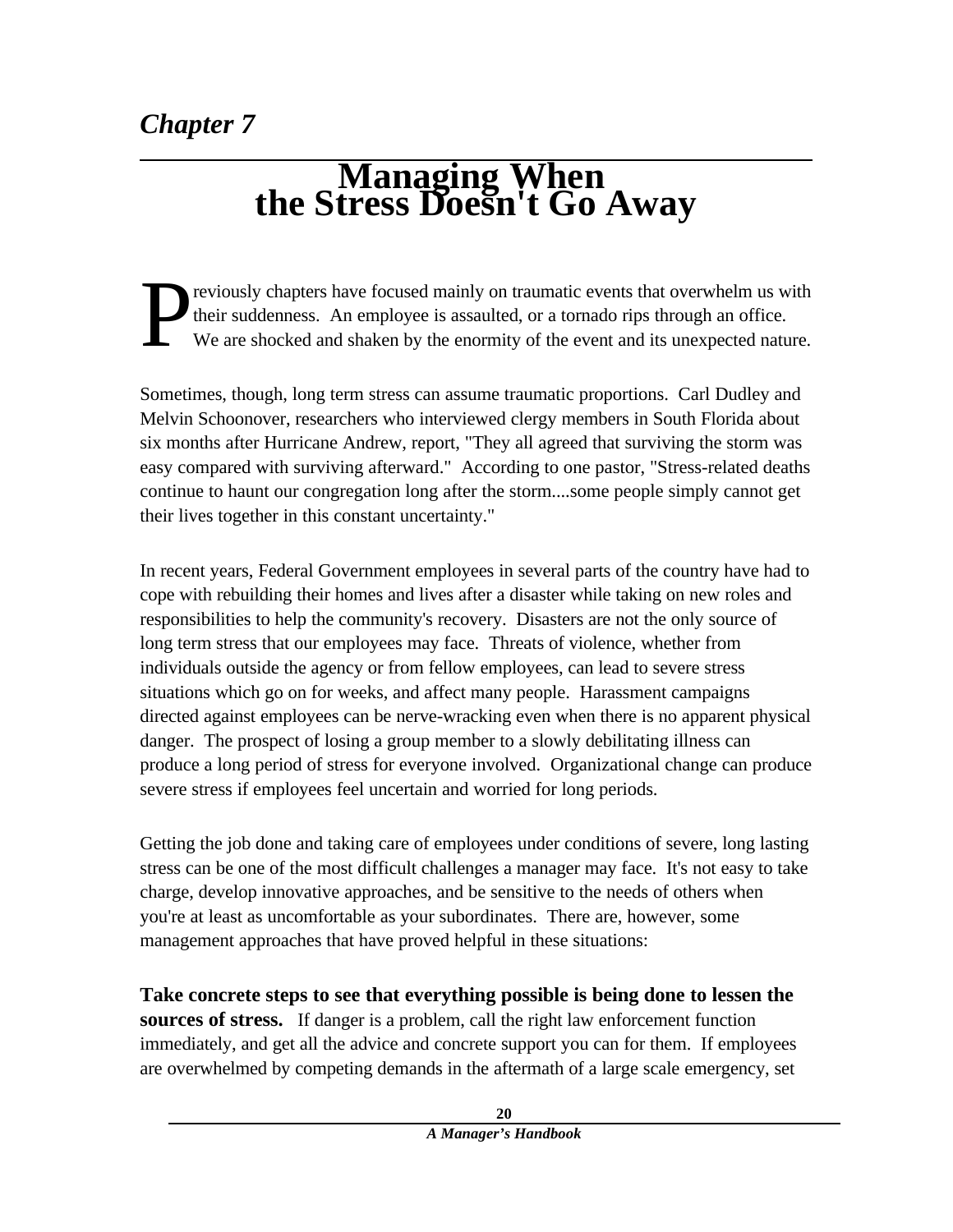# Chapter 7

## Managing When the Stress Doesn't Go Away

Previously chapters have focused mainly on traumatic events that overwhelm us with their suddenness. An employee is assaulted, or a tornado rips through an office. We are shocked and shaken by the enormity of the event and its unexpected nature.

Sometimes, though, long term stress can assume traumatic proportions. Carl Dudley and Melvin Schoonover, researchers who interviewed clergy members in South Florida about six months after Hurricane Andrew, report, "They all agreed that surviving the storm was easy compared with surviving afterward." According to one pastor, "Stress-related deaths continue to haunt our congregation long after the storm....some people simply cannot get their lives together in this constant uncertainty."

In recent years, Federal Government employees in several parts of the country have had to cope with rebuilding their homes and lives after a disaster while taking on new roles and responsibilities to help the community's recovery. Disasters are not the only source of long term stress that our employees may face. Threats of violence, whether from individuals outside the agency or from fellow employees, can lead to severe stress situations which go on for weeks, and affect many people. Harassment campaigns directed against employees can be nerve-wracking even when there is no apparent physical danger. The prospect of losing a group member to a slowly debilitating illness can produce a long period of stress for everyone involved. Organizational change can produce severe stress if employees feel uncertain and worried for long periods.

Getting the job done and taking care of employees under conditions of severe, long lasting stress can be one of the most difficult challenges a manager may face. It's not easy to take charge, develop innovative approaches, and be sensitive to the needs of others when you're at least as uncomfortable as your subordinates. There are, however, some management approaches that have proved helpful in these situations:

**Take concrete steps to see that everything possible is being done to lessen the sources of stress.** If danger is a problem, call the right law enforcement function immediately, and get all the advice and concrete support you can for them. If employees are overwhelmed by competing demands in the aftermath of a large scale emergency, set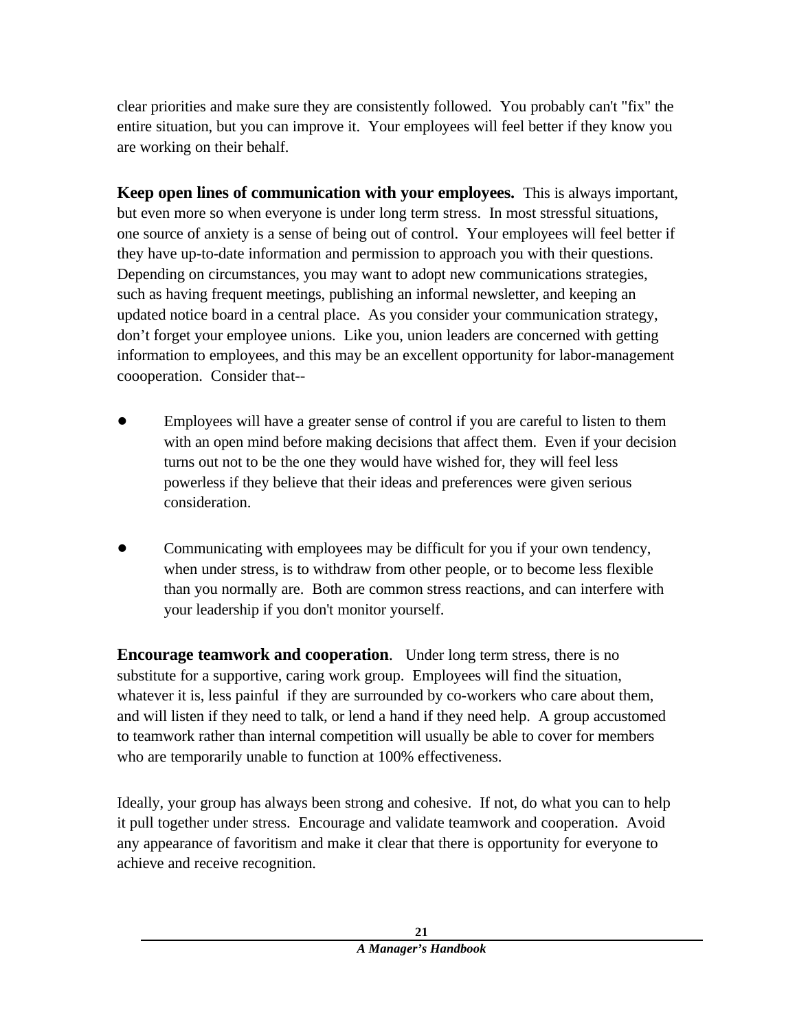clear priorities and make sure they are consistently followed.  You probably can't "fix" the entire situation, but you can improve it.  Your employees will feel better if they know you are working on their behalf.

**Keep open lines of communication with your employees.**  This is always important, but even more so when everyone is under long term stress.  In most stressful situations, one source of anxiety is a sense of being out of control.  Your employees will feel better if they have up-to-date information and permission to approach you with their questions.  Depending on circumstances, you may want to adopt new communications strategies, such as having frequent meetings, publishing an informal newsletter, and keeping an updated notice board in a central place.  As you consider your communication strategy, don't forget your employee unions.  Like you, union leaders are concerned with getting information to employees, and this may be an excellent opportunity for labor-management coooperation.  Consider that--

- Employees will have a greater sense of control if you are careful to listen to them with an open mind before making decisions that affect them.  Even if your decision turns out not to be the one they would have wished for, they will feel less powerless if they believe that their ideas and preferences were given serious consideration.

- Communicating with employees may be difficult for you if your own tendency, when under stress, is to withdraw from other people, or to become less flexible than you normally are.  Both are common stress reactions, and can interfere with your leadership if you don't monitor yourself.

**Encourage teamwork and cooperation**.  Under long term stress, there is no substitute for a supportive, caring work group.  Employees will find the situation, whatever it is, less painful  if they are surrounded by co-workers who care about them, and will listen if they need to talk, or lend a hand if they need help.  A group accustomed to teamwork rather than internal competition will usually be able to cover for members who are temporarily unable to function at 100% effectiveness.

Ideally, your group has always been strong and cohesive.  If not, do what you can to help it pull together under stress.  Encourage and validate teamwork and cooperation.  Avoid any appearance of favoritism and make it clear that there is opportunity for everyone to achieve and receive recognition.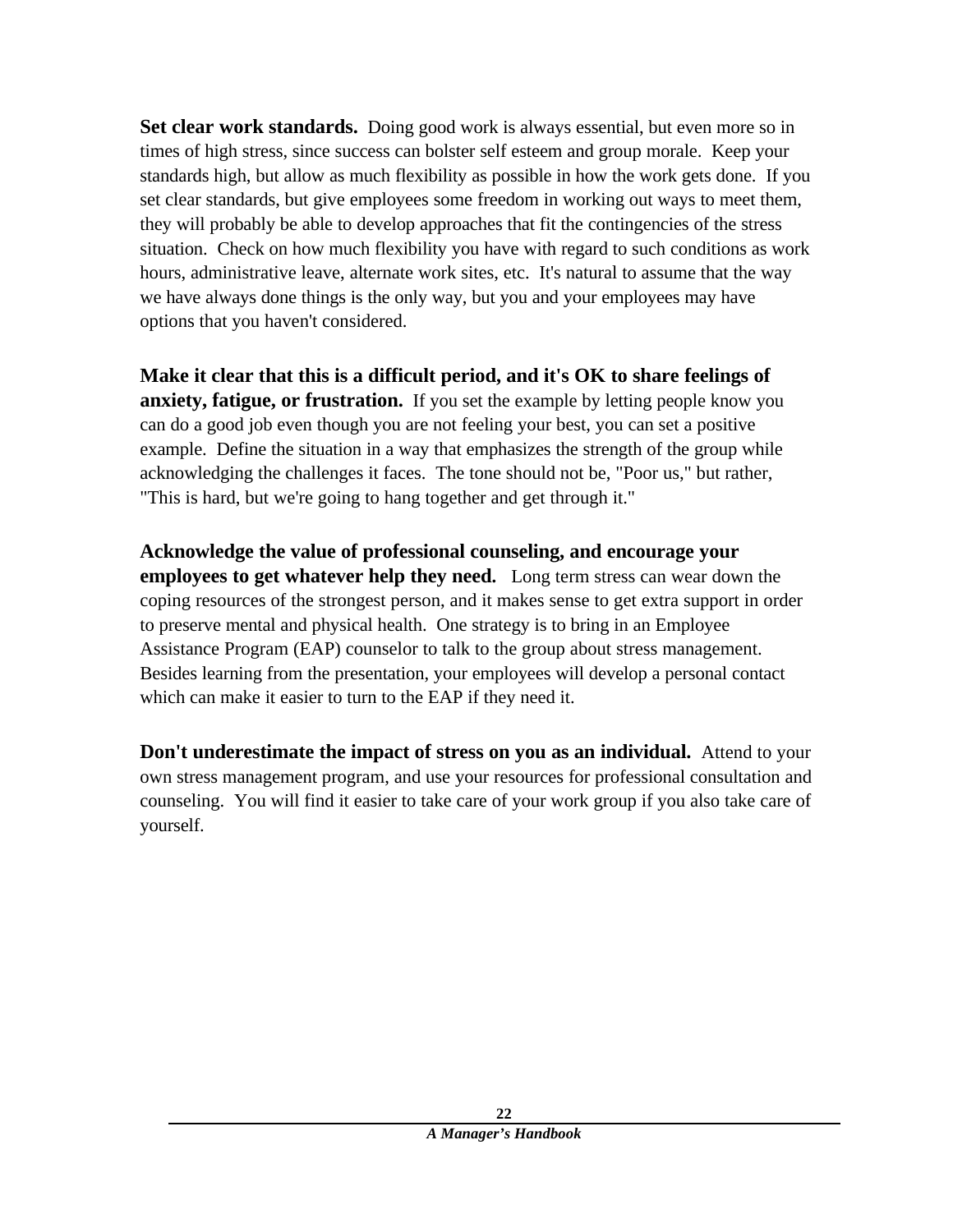**Set clear work standards.** Doing good work is always essential, but even more so in times of high stress, since success can bolster self esteem and group morale. Keep your standards high, but allow as much flexibility as possible in how the work gets done. If you set clear standards, but give employees some freedom in working out ways to meet them, they will probably be able to develop approaches that fit the contingencies of the stress situation. Check on how much flexibility you have with regard to such conditions as work hours, administrative leave, alternate work sites, etc. It's natural to assume that the way we have always done things is the only way, but you and your employees may have options that you haven't considered.

**Make it clear that this is a difficult period, and it's OK to share feelings of anxiety, fatigue, or frustration.** If you set the example by letting people know you can do a good job even though you are not feeling your best, you can set a positive example. Define the situation in a way that emphasizes the strength of the group while acknowledging the challenges it faces. The tone should not be, "Poor us," but rather, "This is hard, but we're going to hang together and get through it."

**Acknowledge the value of professional counseling, and encourage your employees to get whatever help they need.** Long term stress can wear down the coping resources of the strongest person, and it makes sense to get extra support in order to preserve mental and physical health. One strategy is to bring in an Employee Assistance Program (EAP) counselor to talk to the group about stress management. Besides learning from the presentation, your employees will develop a personal contact which can make it easier to turn to the EAP if they need it.

**Don't underestimate the impact of stress on you as an individual.** Attend to your own stress management program, and use your resources for professional consultation and counseling. You will find it easier to take care of your work group if you also take care of yourself.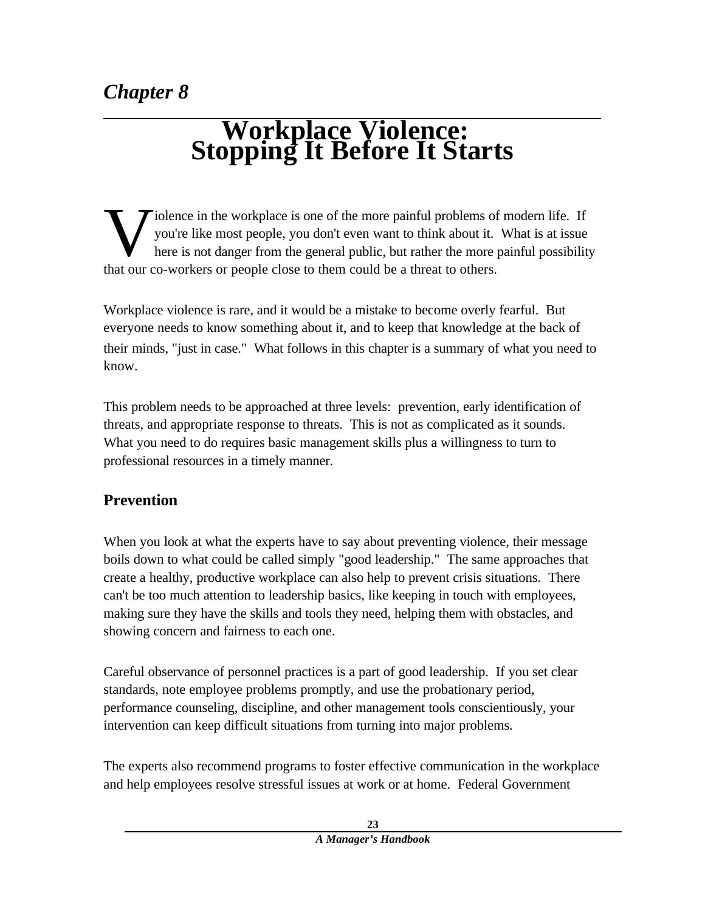*Chapter 8*

# Workplace Violence: Stopping It Before It Starts

Violence in the workplace is one of the more painful problems of modern life. If you're like most people, you don't even want to think about it. What is at issue here is not danger from the general public, but rather the more painful possibility that our co-workers or people close to them could be a threat to others.

Workplace violence is rare, and it would be a mistake to become overly fearful. But everyone needs to know something about it, and to keep that knowledge at the back of their minds, "just in case." What follows in this chapter is a summary of what you need to know.

This problem needs to be approached at three levels: prevention, early identification of threats, and appropriate response to threats. This is not as complicated as it sounds. What you need to do requires basic management skills plus a willingness to turn to professional resources in a timely manner.

## Prevention

When you look at what the experts have to say about preventing violence, their message boils down to what could be called simply "good leadership." The same approaches that create a healthy, productive workplace can also help to prevent crisis situations. There can't be too much attention to leadership basics, like keeping in touch with employees, making sure they have the skills and tools they need, helping them with obstacles, and showing concern and fairness to each one.

Careful observance of personnel practices is a part of good leadership. If you set clear standards, note employee problems promptly, and use the probationary period, performance counseling, discipline, and other management tools conscientiously, your intervention can keep difficult situations from turning into major problems.

The experts also recommend programs to foster effective communication in the workplace and help employees resolve stressful issues at work or at home. Federal Government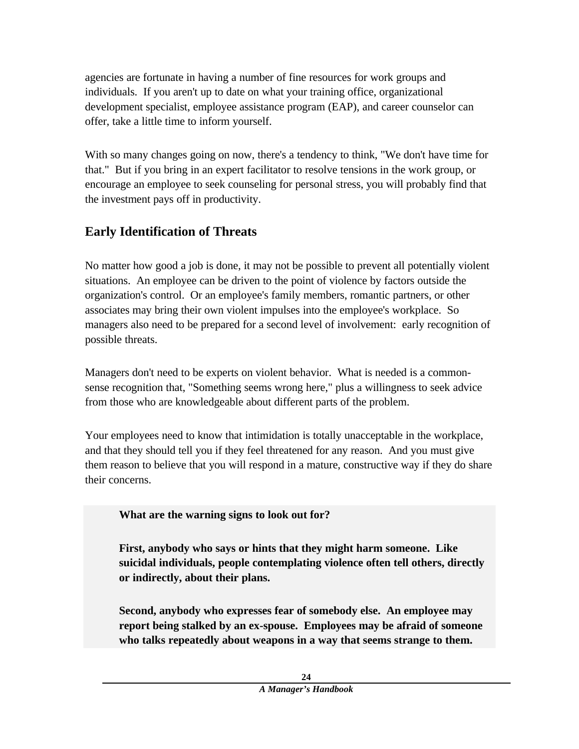agencies are fortunate in having a number of fine resources for work groups and individuals. If you aren't up to date on what your training office, organizational development specialist, employee assistance program (EAP), and career counselor can offer, take a little time to inform yourself.

With so many changes going on now, there's a tendency to think, "We don't have time for that." But if you bring in an expert facilitator to resolve tensions in the work group, or encourage an employee to seek counseling for personal stress, you will probably find that the investment pays off in productivity.

## Early Identification of Threats

No matter how good a job is done, it may not be possible to prevent all potentially violent situations. An employee can be driven to the point of violence by factors outside the organization's control. Or an employee's family members, romantic partners, or other associates may bring their own violent impulses into the employee's workplace. So managers also need to be prepared for a second level of involvement: early recognition of possible threats.

Managers don't need to be experts on violent behavior. What is needed is a common-sense recognition that, "Something seems wrong here," plus a willingness to seek advice from those who are knowledgeable about different parts of the problem.

Your employees need to know that intimidation is totally unacceptable in the workplace, and that they should tell you if they feel threatened for any reason. And you must give them reason to believe that you will respond in a mature, constructive way if they do share their concerns.

**What are the warning signs to look out for?**

**First, anybody who says or hints that they might harm someone. Like suicidal individuals, people contemplating violence often tell others, directly or indirectly, about their plans.**

**Second, anybody who expresses fear of somebody else. An employee may report being stalked by an ex-spouse. Employees may be afraid of someone who talks repeatedly about weapons in a way that seems strange to them.**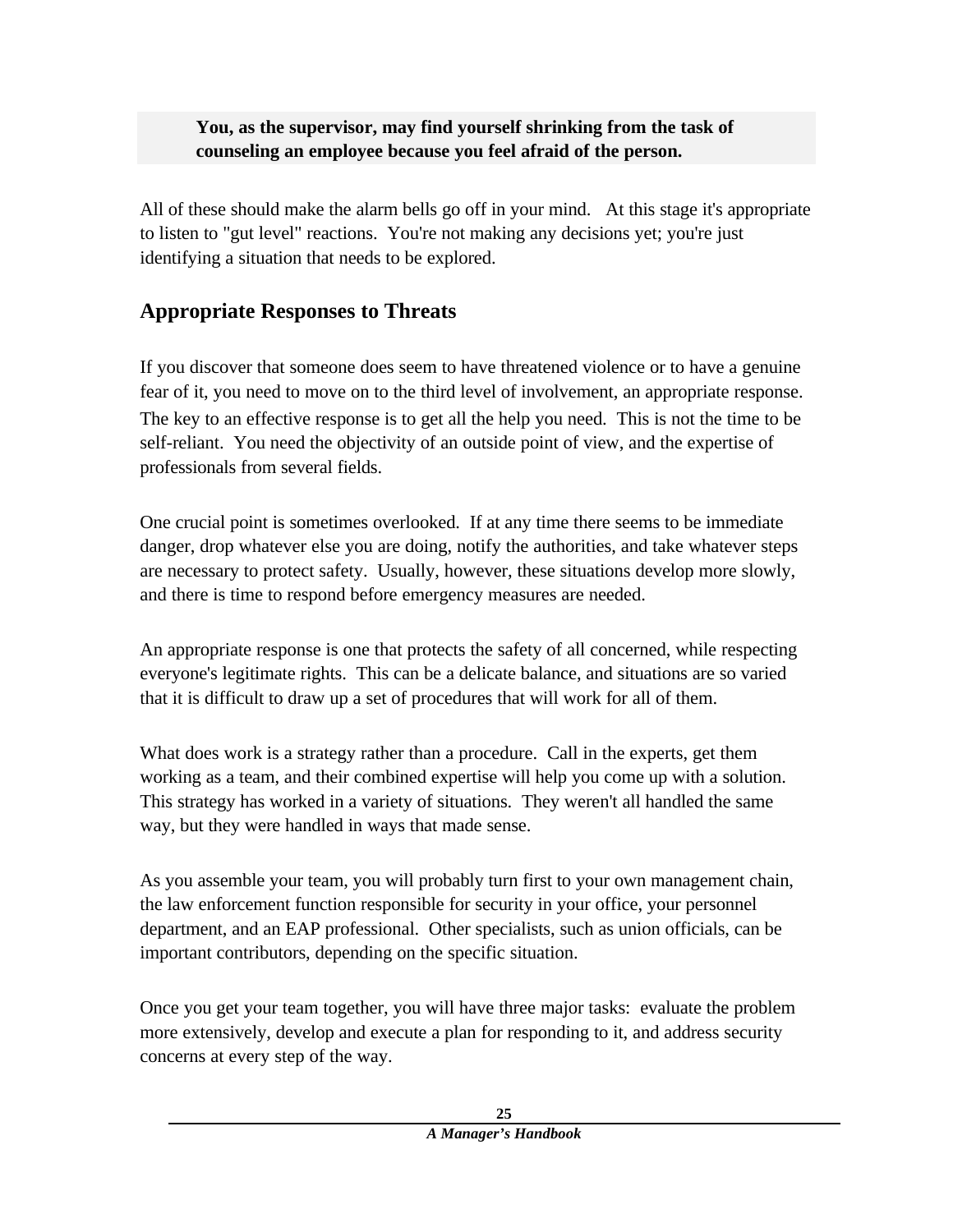> **You, as the supervisor, may find yourself shrinking from the task of counseling an employee because you feel afraid of the person.**

All of these should make the alarm bells go off in your mind. At this stage it's appropriate to listen to "gut level" reactions. You're not making any decisions yet; you're just identifying a situation that needs to be explored.

## Appropriate Responses to Threats

If you discover that someone does seem to have threatened violence or to have a genuine fear of it, you need to move on to the third level of involvement, an appropriate response. The key to an effective response is to get all the help you need. This is not the time to be self-reliant. You need the objectivity of an outside point of view, and the expertise of professionals from several fields.

One crucial point is sometimes overlooked. If at any time there seems to be immediate danger, drop whatever else you are doing, notify the authorities, and take whatever steps are necessary to protect safety. Usually, however, these situations develop more slowly, and there is time to respond before emergency measures are needed.

An appropriate response is one that protects the safety of all concerned, while respecting everyone's legitimate rights. This can be a delicate balance, and situations are so varied that it is difficult to draw up a set of procedures that will work for all of them.

What does work is a strategy rather than a procedure. Call in the experts, get them working as a team, and their combined expertise will help you come up with a solution. This strategy has worked in a variety of situations. They weren't all handled the same way, but they were handled in ways that made sense.

As you assemble your team, you will probably turn first to your own management chain, the law enforcement function responsible for security in your office, your personnel department, and an EAP professional. Other specialists, such as union officials, can be important contributors, depending on the specific situation.

Once you get your team together, you will have three major tasks: evaluate the problem more extensively, develop and execute a plan for responding to it, and address security concerns at every step of the way.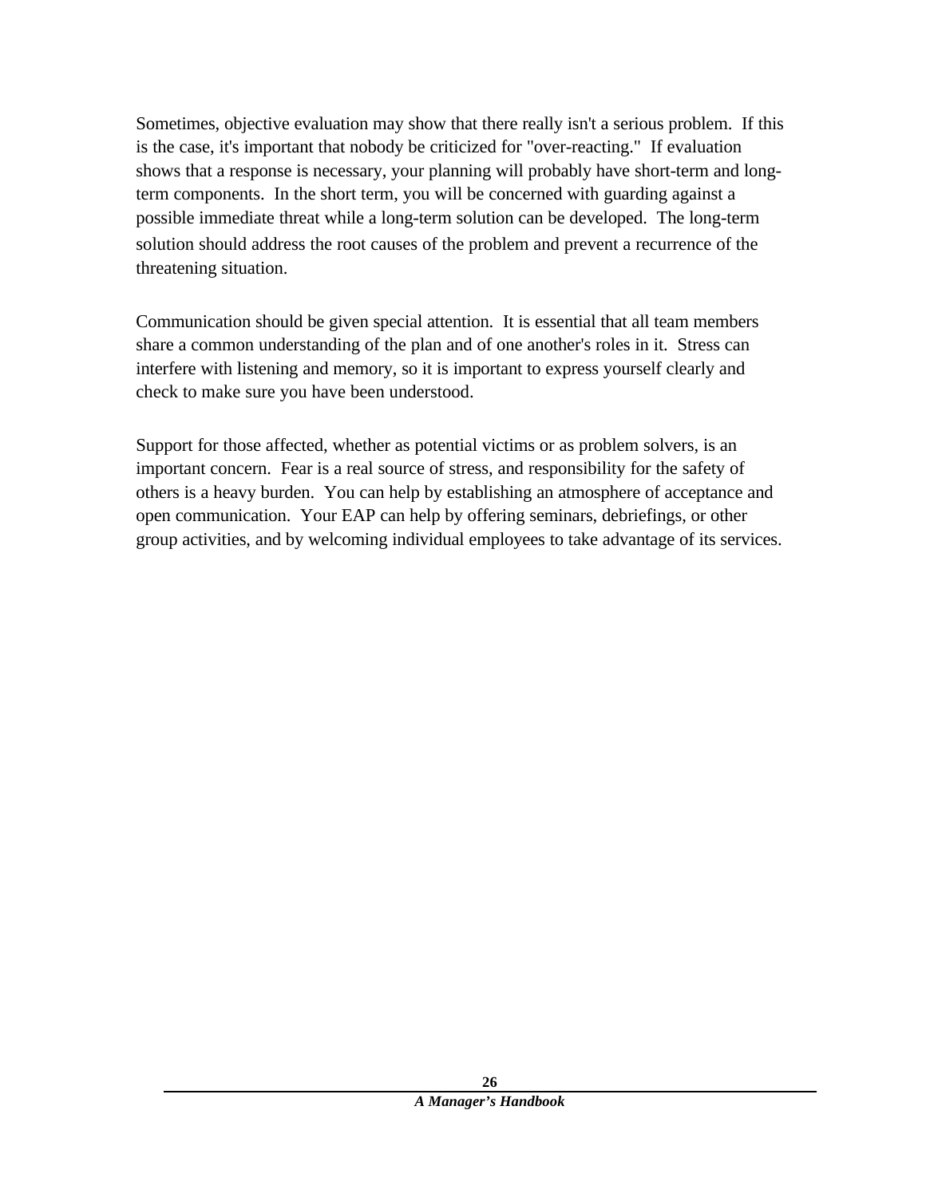Sometimes, objective evaluation may show that there really isn't a serious problem. If this is the case, it's important that nobody be criticized for "over-reacting." If evaluation shows that a response is necessary, your planning will probably have short-term and long-term components. In the short term, you will be concerned with guarding against a possible immediate threat while a long-term solution can be developed. The long-term solution should address the root causes of the problem and prevent a recurrence of the threatening situation.

Communication should be given special attention. It is essential that all team members share a common understanding of the plan and of one another's roles in it. Stress can interfere with listening and memory, so it is important to express yourself clearly and check to make sure you have been understood.

Support for those affected, whether as potential victims or as problem solvers, is an important concern. Fear is a real source of stress, and responsibility for the safety of others is a heavy burden. You can help by establishing an atmosphere of acceptance and open communication. Your EAP can help by offering seminars, debriefings, or other group activities, and by welcoming individual employees to take advantage of its services.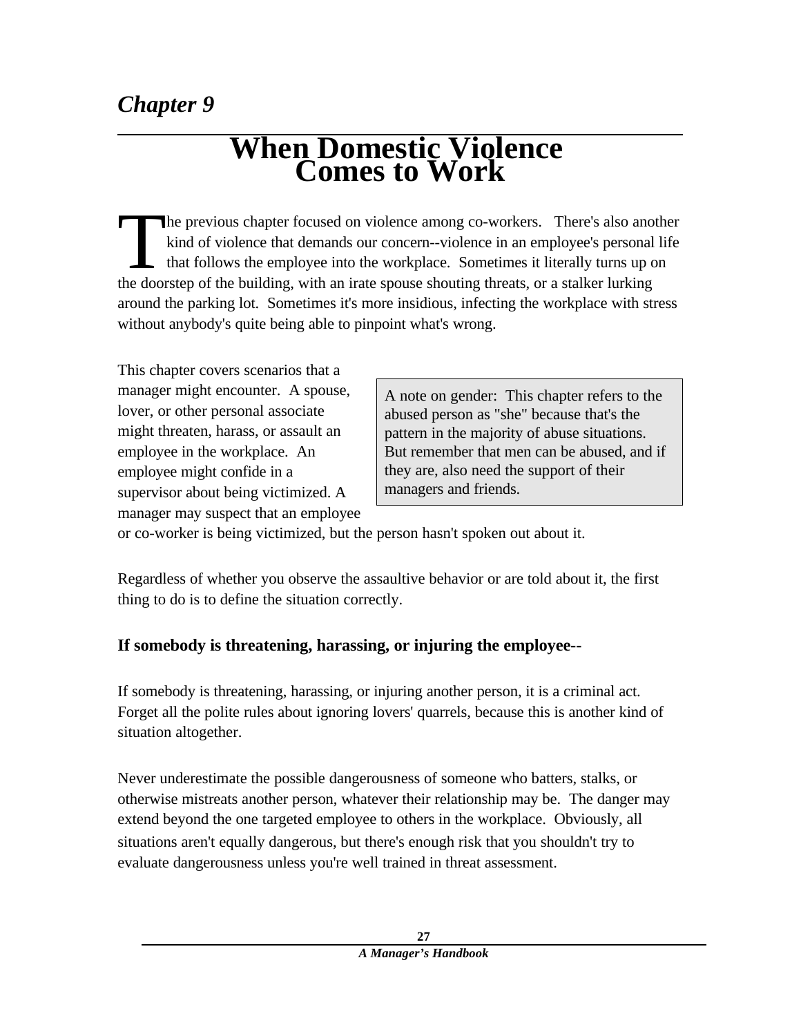*Chapter 9*

# When Domestic Violence Comes to Work

The previous chapter focused on violence among co-workers. There's also another kind of violence that demands our concern--violence in an employee's personal life that follows the employee into the workplace. Sometimes it literally turns up on the doorstep of the building, with an irate spouse shouting threats, or a stalker lurking around the parking lot. Sometimes it's more insidious, infecting the workplace with stress without anybody's quite being able to pinpoint what's wrong.

This chapter covers scenarios that a manager might encounter. A spouse, lover, or other personal associate might threaten, harass, or assault an employee in the workplace. An employee might confide in a supervisor about being victimized. A manager may suspect that an employee or co-worker is being victimized, but the person hasn't spoken out about it.

> A note on gender: This chapter refers to the abused person as "she" because that's the pattern in the majority of abuse situations. But remember that men can be abused, and if they are, also need the support of their managers and friends.

Regardless of whether you observe the assaultive behavior or are told about it, the first thing to do is to define the situation correctly.

### If somebody is threatening, harassing, or injuring the employee--

If somebody is threatening, harassing, or injuring another person, it is a criminal act. Forget all the polite rules about ignoring lovers' quarrels, because this is another kind of situation altogether.

Never underestimate the possible dangerousness of someone who batters, stalks, or otherwise mistreats another person, whatever their relationship may be. The danger may extend beyond the one targeted employee to others in the workplace. Obviously, all situations aren't equally dangerous, but there's enough risk that you shouldn't try to evaluate dangerousness unless you're well trained in threat assessment.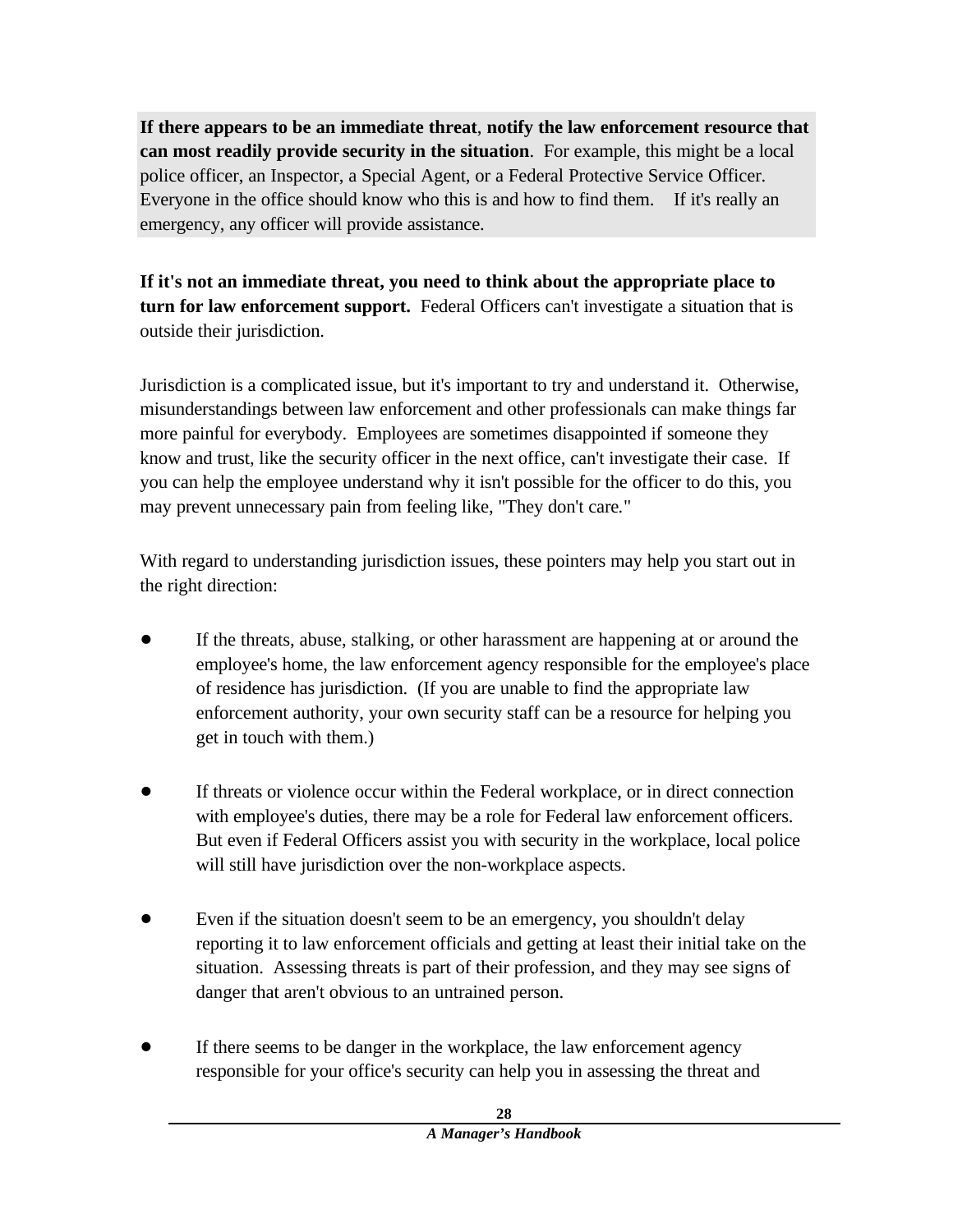**If there appears to be an immediate threat**, **notify the law enforcement resource that can most readily provide security in the situation**. For example, this might be a local police officer, an Inspector, a Special Agent, or a Federal Protective Service Officer. Everyone in the office should know who this is and how to find them. If it's really an emergency, any officer will provide assistance.

**If it's not an immediate threat, you need to think about the appropriate place to turn for law enforcement support.** Federal Officers can't investigate a situation that is outside their jurisdiction.

Jurisdiction is a complicated issue, but it's important to try and understand it. Otherwise, misunderstandings between law enforcement and other professionals can make things far more painful for everybody. Employees are sometimes disappointed if someone they know and trust, like the security officer in the next office, can't investigate their case. If you can help the employee understand why it isn't possible for the officer to do this, you may prevent unnecessary pain from feeling like, "They don't care."

With regard to understanding jurisdiction issues, these pointers may help you start out in the right direction:

- If the threats, abuse, stalking, or other harassment are happening at or around the employee's home, the law enforcement agency responsible for the employee's place of residence has jurisdiction. (If you are unable to find the appropriate law enforcement authority, your own security staff can be a resource for helping you get in touch with them.)

- If threats or violence occur within the Federal workplace, or in direct connection with employee's duties, there may be a role for Federal law enforcement officers. But even if Federal Officers assist you with security in the workplace, local police will still have jurisdiction over the non-workplace aspects.

- Even if the situation doesn't seem to be an emergency, you shouldn't delay reporting it to law enforcement officials and getting at least their initial take on the situation. Assessing threats is part of their profession, and they may see signs of danger that aren't obvious to an untrained person.

- If there seems to be danger in the workplace, the law enforcement agency responsible for your office's security can help you in assessing the threat and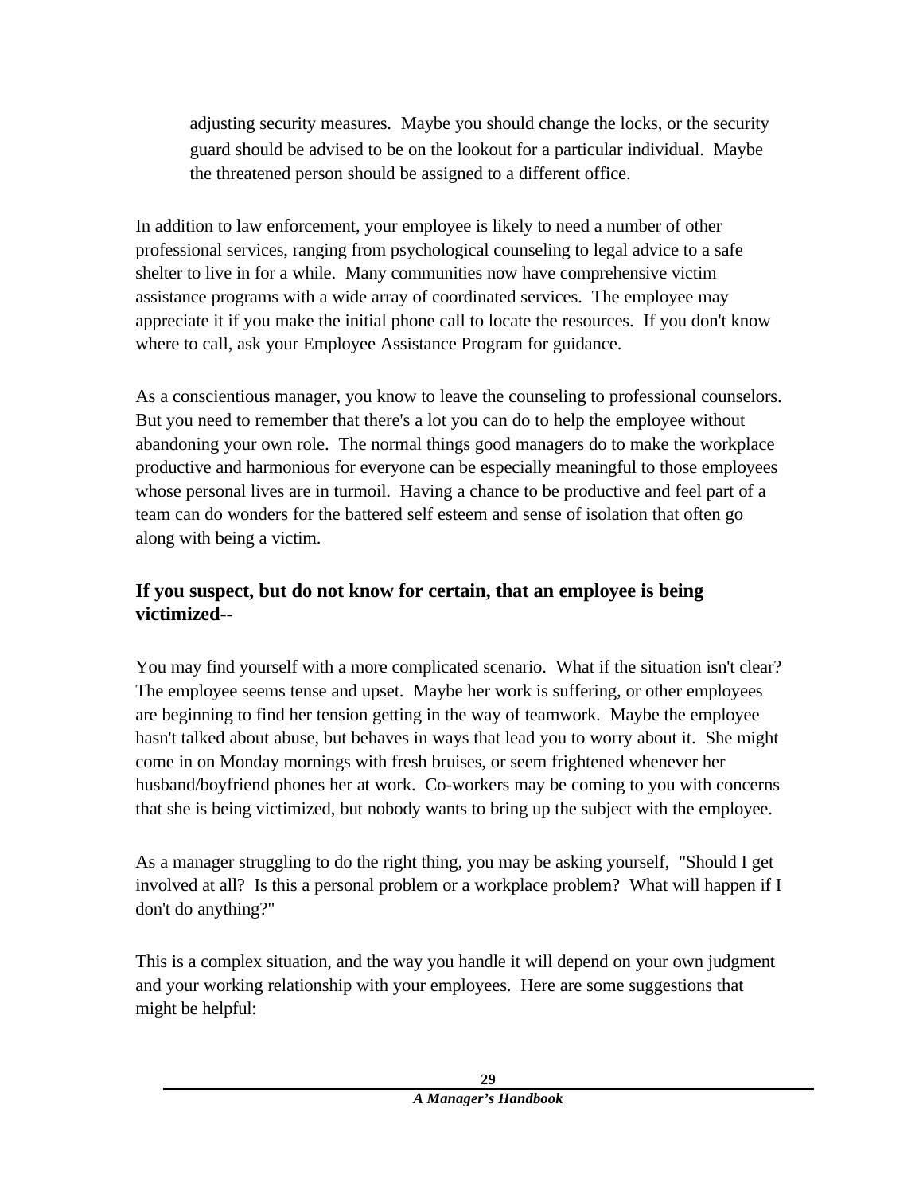adjusting security measures. Maybe you should change the locks, or the security guard should be advised to be on the lookout for a particular individual. Maybe the threatened person should be assigned to a different office.

In addition to law enforcement, your employee is likely to need a number of other professional services, ranging from psychological counseling to legal advice to a safe shelter to live in for a while. Many communities now have comprehensive victim assistance programs with a wide array of coordinated services. The employee may appreciate it if you make the initial phone call to locate the resources. If you don't know where to call, ask your Employee Assistance Program for guidance.

As a conscientious manager, you know to leave the counseling to professional counselors. But you need to remember that there's a lot you can do to help the employee without abandoning your own role. The normal things good managers do to make the workplace productive and harmonious for everyone can be especially meaningful to those employees whose personal lives are in turmoil. Having a chance to be productive and feel part of a team can do wonders for the battered self esteem and sense of isolation that often go along with being a victim.

### If you suspect, but do not know for certain, that an employee is being victimized--

You may find yourself with a more complicated scenario. What if the situation isn't clear? The employee seems tense and upset. Maybe her work is suffering, or other employees are beginning to find her tension getting in the way of teamwork. Maybe the employee hasn't talked about abuse, but behaves in ways that lead you to worry about it. She might come in on Monday mornings with fresh bruises, or seem frightened whenever her husband/boyfriend phones her at work. Co-workers may be coming to you with concerns that she is being victimized, but nobody wants to bring up the subject with the employee.

As a manager struggling to do the right thing, you may be asking yourself, "Should I get involved at all? Is this a personal problem or a workplace problem? What will happen if I don't do anything?"

This is a complex situation, and the way you handle it will depend on your own judgment and your working relationship with your employees. Here are some suggestions that might be helpful: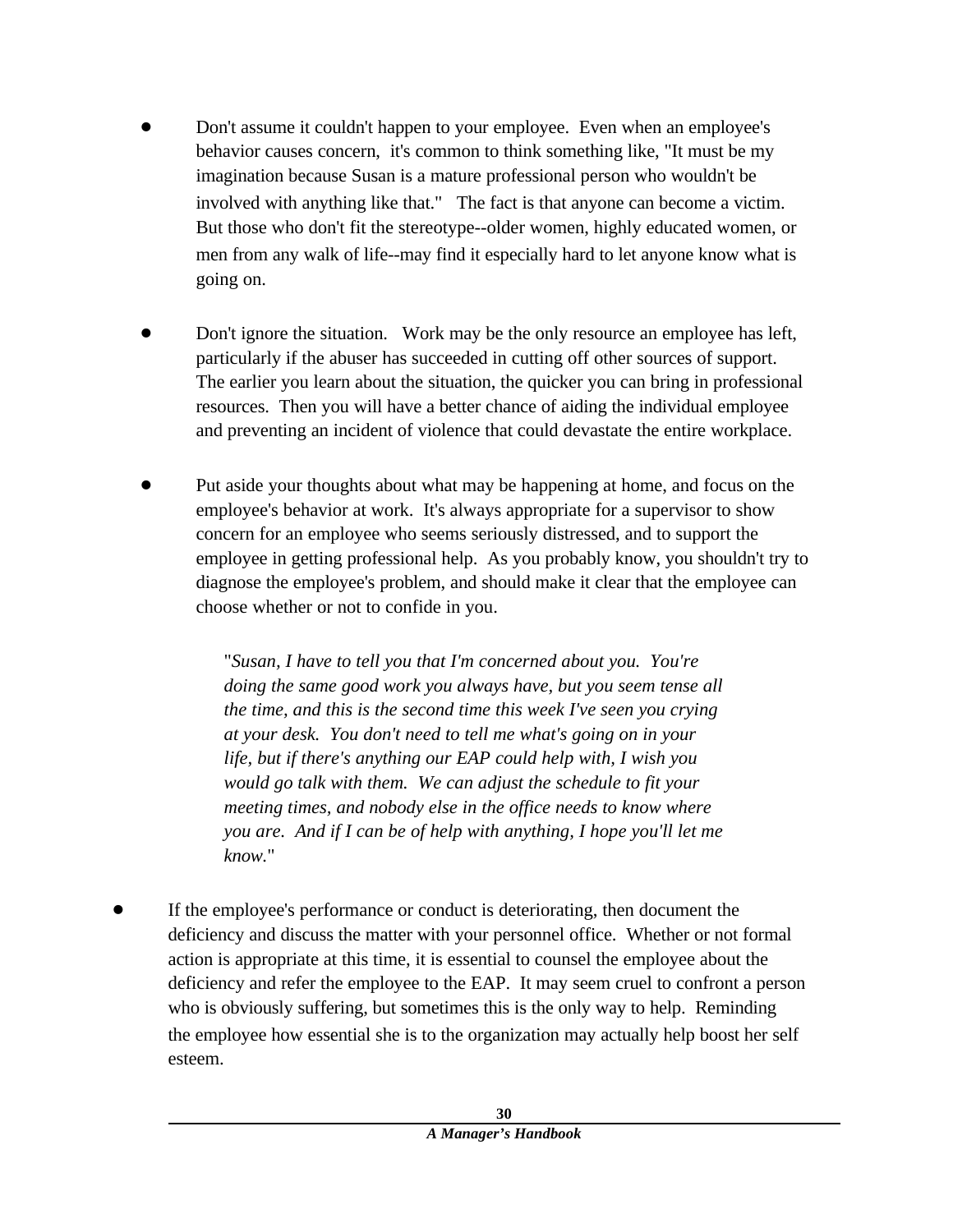- Don't assume it couldn't happen to your employee. Even when an employee's behavior causes concern, it's common to think something like, "It must be my imagination because Susan is a mature professional person who wouldn't be involved with anything like that." The fact is that anyone can become a victim. But those who don't fit the stereotype--older women, highly educated women, or men from any walk of life--may find it especially hard to let anyone know what is going on.

- Don't ignore the situation. Work may be the only resource an employee has left, particularly if the abuser has succeeded in cutting off other sources of support. The earlier you learn about the situation, the quicker you can bring in professional resources. Then you will have a better chance of aiding the individual employee and preventing an incident of violence that could devastate the entire workplace.

- Put aside your thoughts about what may be happening at home, and focus on the employee's behavior at work. It's always appropriate for a supervisor to show concern for an employee who seems seriously distressed, and to support the employee in getting professional help. As you probably know, you shouldn't try to diagnose the employee's problem, and should make it clear that the employee can choose whether or not to confide in you.

  "*Susan, I have to tell you that I'm concerned about you. You're doing the same good work you always have, but you seem tense all the time, and this is the second time this week I've seen you crying at your desk. You don't need to tell me what's going on in your life, but if there's anything our EAP could help with, I wish you would go talk with them. We can adjust the schedule to fit your meeting times, and nobody else in the office needs to know where you are. And if I can be of help with anything, I hope you'll let me know.*"

- If the employee's performance or conduct is deteriorating, then document the deficiency and discuss the matter with your personnel office. Whether or not formal action is appropriate at this time, it is essential to counsel the employee about the deficiency and refer the employee to the EAP. It may seem cruel to confront a person who is obviously suffering, but sometimes this is the only way to help. Reminding the employee how essential she is to the organization may actually help boost her self esteem.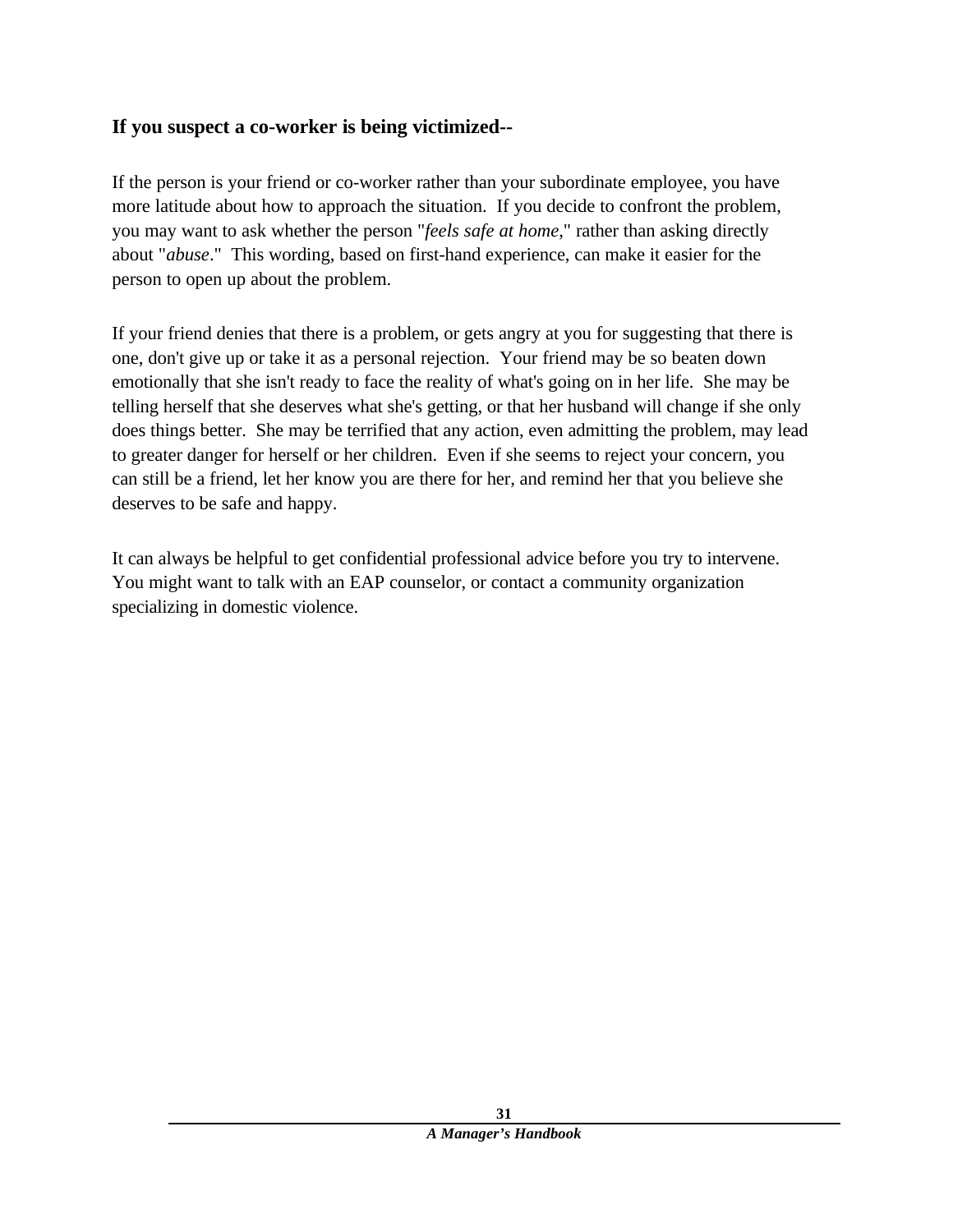### If you suspect a co-worker is being victimized--

If the person is your friend or co-worker rather than your subordinate employee, you have more latitude about how to approach the situation. If you decide to confront the problem, you may want to ask whether the person "*feels safe at home*," rather than asking directly about "*abuse*." This wording, based on first-hand experience, can make it easier for the person to open up about the problem.

If your friend denies that there is a problem, or gets angry at you for suggesting that there is one, don't give up or take it as a personal rejection. Your friend may be so beaten down emotionally that she isn't ready to face the reality of what's going on in her life. She may be telling herself that she deserves what she's getting, or that her husband will change if she only does things better. She may be terrified that any action, even admitting the problem, may lead to greater danger for herself or her children. Even if she seems to reject your concern, you can still be a friend, let her know you are there for her, and remind her that you believe she deserves to be safe and happy.

It can always be helpful to get confidential professional advice before you try to intervene. You might want to talk with an EAP counselor, or contact a community organization specializing in domestic violence.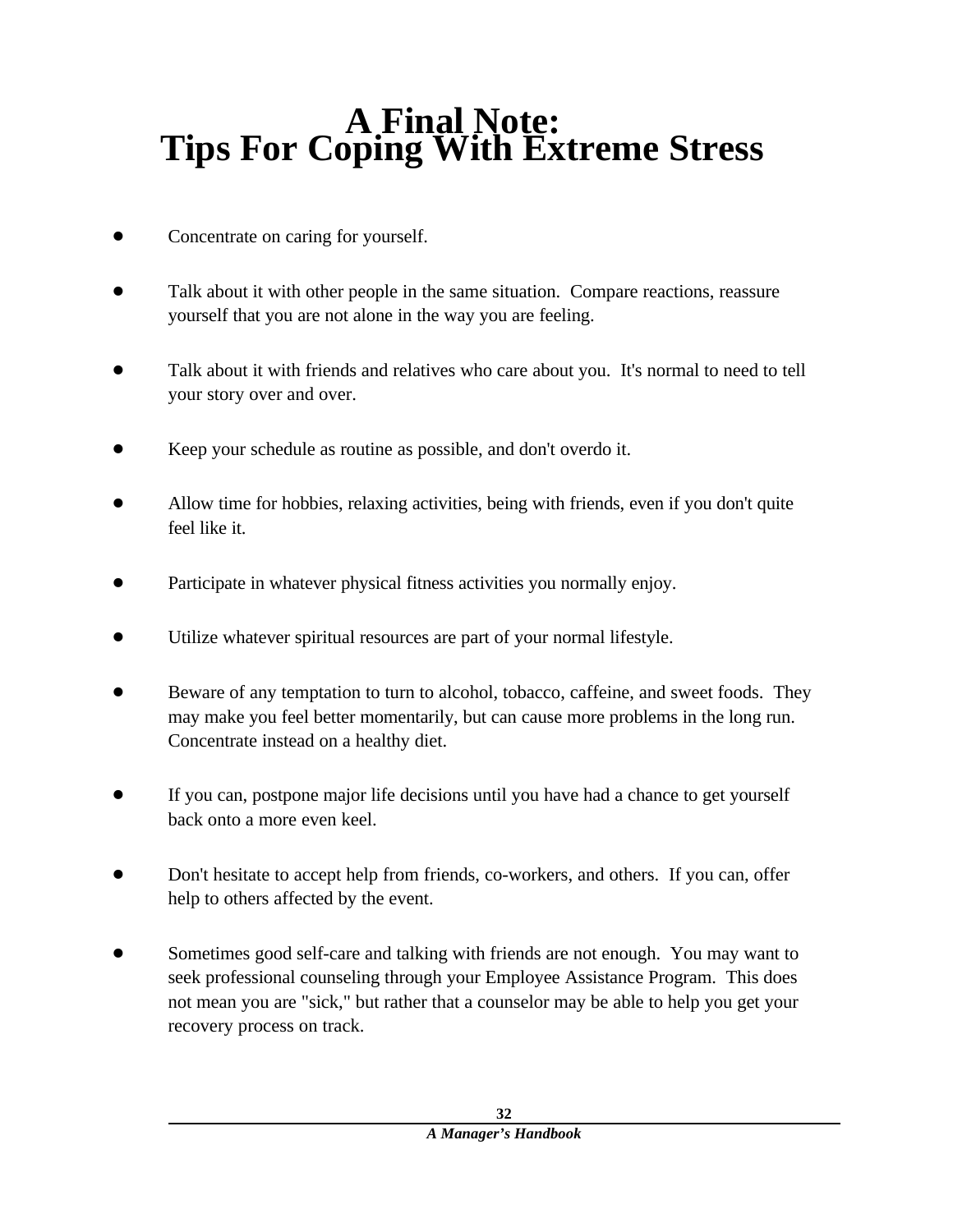# A Final Note: Tips For Coping With Extreme Stress

- Concentrate on caring for yourself.
- Talk about it with other people in the same situation. Compare reactions, reassure yourself that you are not alone in the way you are feeling.
- Talk about it with friends and relatives who care about you. It's normal to need to tell your story over and over.
- Keep your schedule as routine as possible, and don't overdo it.
- Allow time for hobbies, relaxing activities, being with friends, even if you don't quite feel like it.
- Participate in whatever physical fitness activities you normally enjoy.
- Utilize whatever spiritual resources are part of your normal lifestyle.
- Beware of any temptation to turn to alcohol, tobacco, caffeine, and sweet foods. They may make you feel better momentarily, but can cause more problems in the long run. Concentrate instead on a healthy diet.
- If you can, postpone major life decisions until you have had a chance to get yourself back onto a more even keel.
- Don't hesitate to accept help from friends, co-workers, and others. If you can, offer help to others affected by the event.
- Sometimes good self-care and talking with friends are not enough. You may want to seek professional counseling through your Employee Assistance Program. This does not mean you are "sick," but rather that a counselor may be able to help you get your recovery process on track.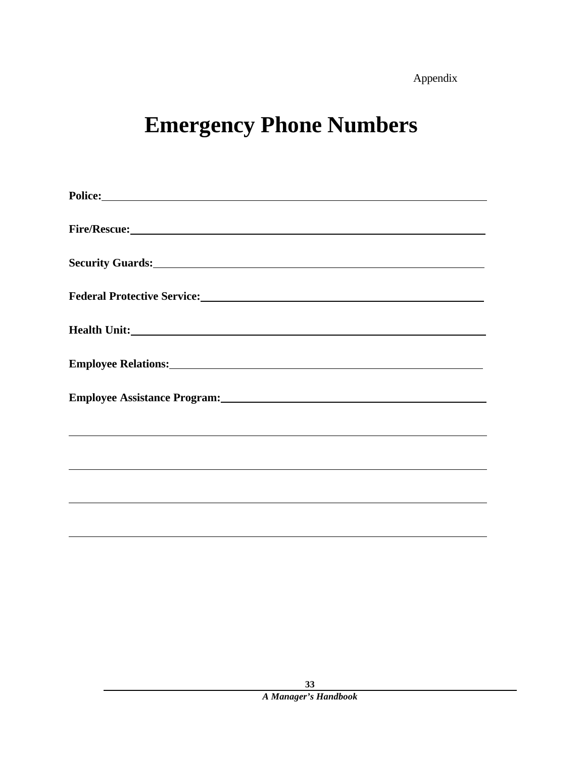Appendix

# Emergency Phone Numbers

**Police:** ____________________________________________

**Fire/Rescue:** ____________________________________________

**Security Guards:** ____________________________________________

**Federal Protective Service:** ____________________________________________

**Health Unit:** ____________________________________________

**Employee Relations:** ____________________________________________

**Employee Assistance Program:** ____________________________________________

____________________________________________

____________________________________________

____________________________________________

____________________________________________